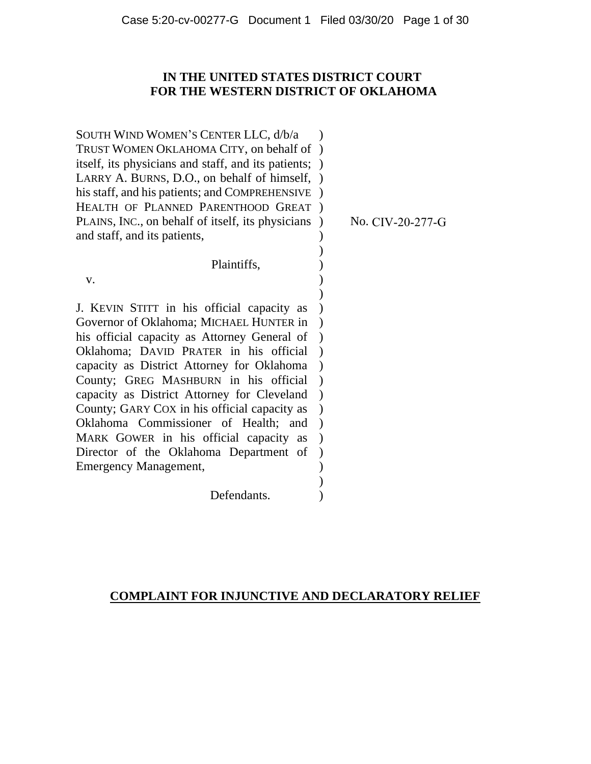**IN THE UNITED STATES DISTRICT COURT**
**FOR THE WESTERN DISTRICT OF OKLAHOMA**

SOUTH WIND WOMEN'S CENTER LLC, d/b/a TRUST WOMEN OKLAHOMA CITY, on behalf of itself, its physicians and staff, and its patients; LARRY A. BURNS, D.O., on behalf of himself, his staff, and his patients; and COMPREHENSIVE HEALTH OF PLANNED PARENTHOOD GREAT PLAINS, INC., on behalf of itself, its physicians and staff, and its patients,

Plaintiffs,

v.

J. KEVIN STITT in his official capacity as Governor of Oklahoma; MICHAEL HUNTER in his official capacity as Attorney General of Oklahoma; DAVID PRATER in his official capacity as District Attorney for Oklahoma County; GREG MASHBURN in his official capacity as District Attorney for Cleveland County; GARY COX in his official capacity as Oklahoma Commissioner of Health; and MARK GOWER in his official capacity as Director of the Oklahoma Department of Emergency Management,

Defendants.

No. CIV-20-277-G

**COMPLAINT FOR INJUNCTIVE AND DECLARATORY RELIEF**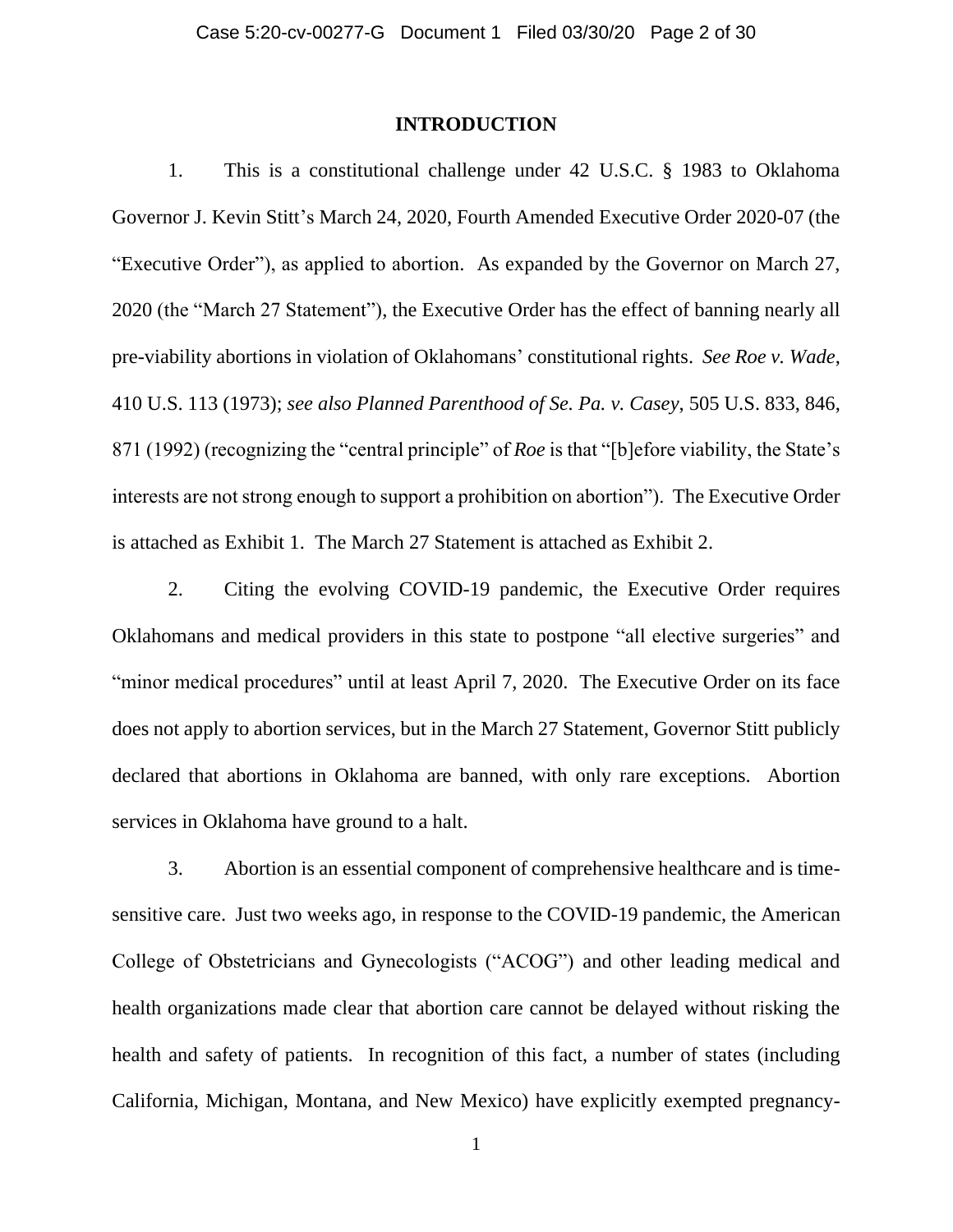## INTRODUCTION

1. This is a constitutional challenge under 42 U.S.C. § 1983 to Oklahoma Governor J. Kevin Stitt's March 24, 2020, Fourth Amended Executive Order 2020-07 (the "Executive Order"), as applied to abortion. As expanded by the Governor on March 27, 2020 (the "March 27 Statement"), the Executive Order has the effect of banning nearly all pre-viability abortions in violation of Oklahomans' constitutional rights. *See Roe v. Wade*, 410 U.S. 113 (1973); *see also Planned Parenthood of Se. Pa. v. Casey*, 505 U.S. 833, 846, 871 (1992) (recognizing the "central principle" of *Roe* is that "[b]efore viability, the State's interests are not strong enough to support a prohibition on abortion"). The Executive Order is attached as Exhibit 1. The March 27 Statement is attached as Exhibit 2.

2. Citing the evolving COVID-19 pandemic, the Executive Order requires Oklahomans and medical providers in this state to postpone "all elective surgeries" and "minor medical procedures" until at least April 7, 2020. The Executive Order on its face does not apply to abortion services, but in the March 27 Statement, Governor Stitt publicly declared that abortions in Oklahoma are banned, with only rare exceptions. Abortion services in Oklahoma have ground to a halt.

3. Abortion is an essential component of comprehensive healthcare and is time-sensitive care. Just two weeks ago, in response to the COVID-19 pandemic, the American College of Obstetricians and Gynecologists ("ACOG") and other leading medical and health organizations made clear that abortion care cannot be delayed without risking the health and safety of patients. In recognition of this fact, a number of states (including California, Michigan, Montana, and New Mexico) have explicitly exempted pregnancy-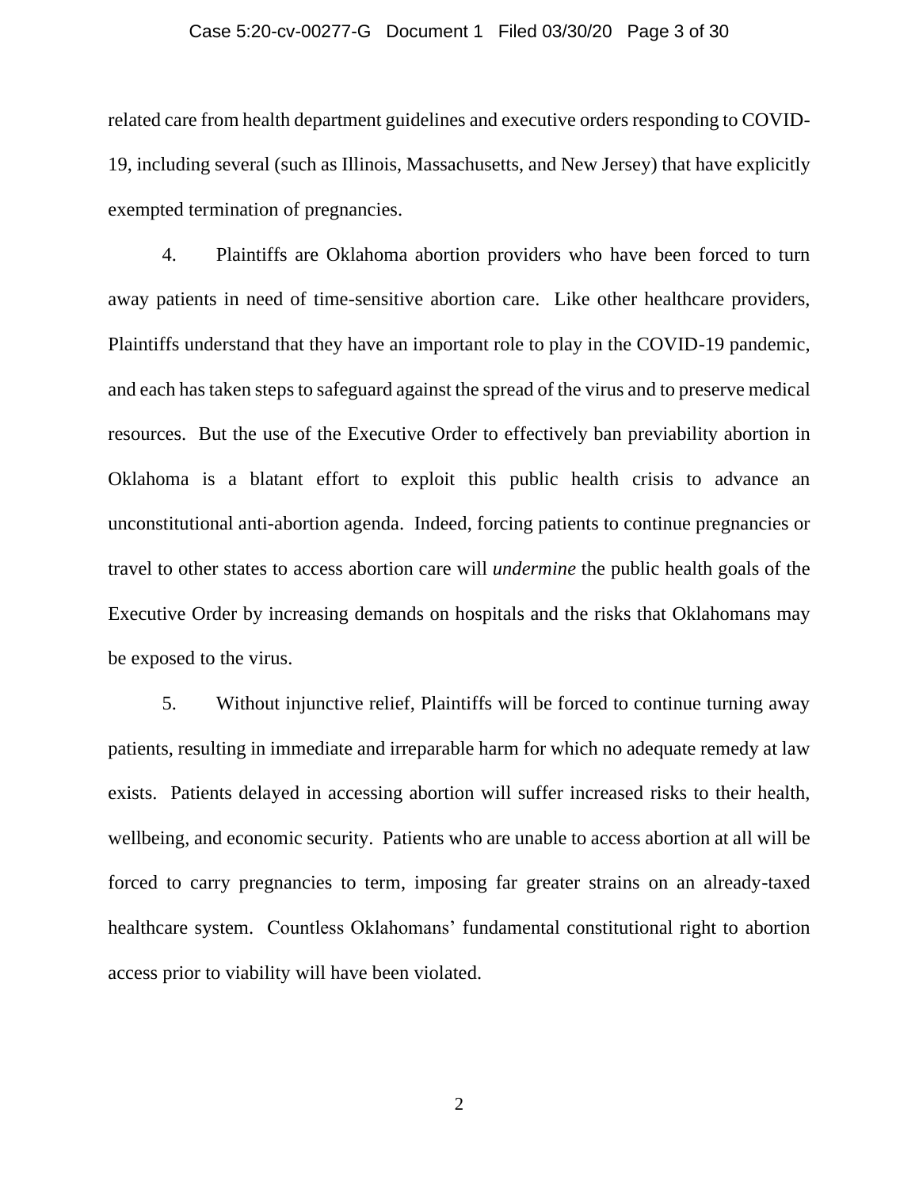related care from health department guidelines and executive orders responding to COVID-19, including several (such as Illinois, Massachusetts, and New Jersey) that have explicitly exempted termination of pregnancies.

4. Plaintiffs are Oklahoma abortion providers who have been forced to turn away patients in need of time-sensitive abortion care. Like other healthcare providers, Plaintiffs understand that they have an important role to play in the COVID-19 pandemic, and each has taken steps to safeguard against the spread of the virus and to preserve medical resources. But the use of the Executive Order to effectively ban previability abortion in Oklahoma is a blatant effort to exploit this public health crisis to advance an unconstitutional anti-abortion agenda. Indeed, forcing patients to continue pregnancies or travel to other states to access abortion care will *undermine* the public health goals of the Executive Order by increasing demands on hospitals and the risks that Oklahomans may be exposed to the virus.

5. Without injunctive relief, Plaintiffs will be forced to continue turning away patients, resulting in immediate and irreparable harm for which no adequate remedy at law exists. Patients delayed in accessing abortion will suffer increased risks to their health, wellbeing, and economic security. Patients who are unable to access abortion at all will be forced to carry pregnancies to term, imposing far greater strains on an already-taxed healthcare system. Countless Oklahomans' fundamental constitutional right to abortion access prior to viability will have been violated.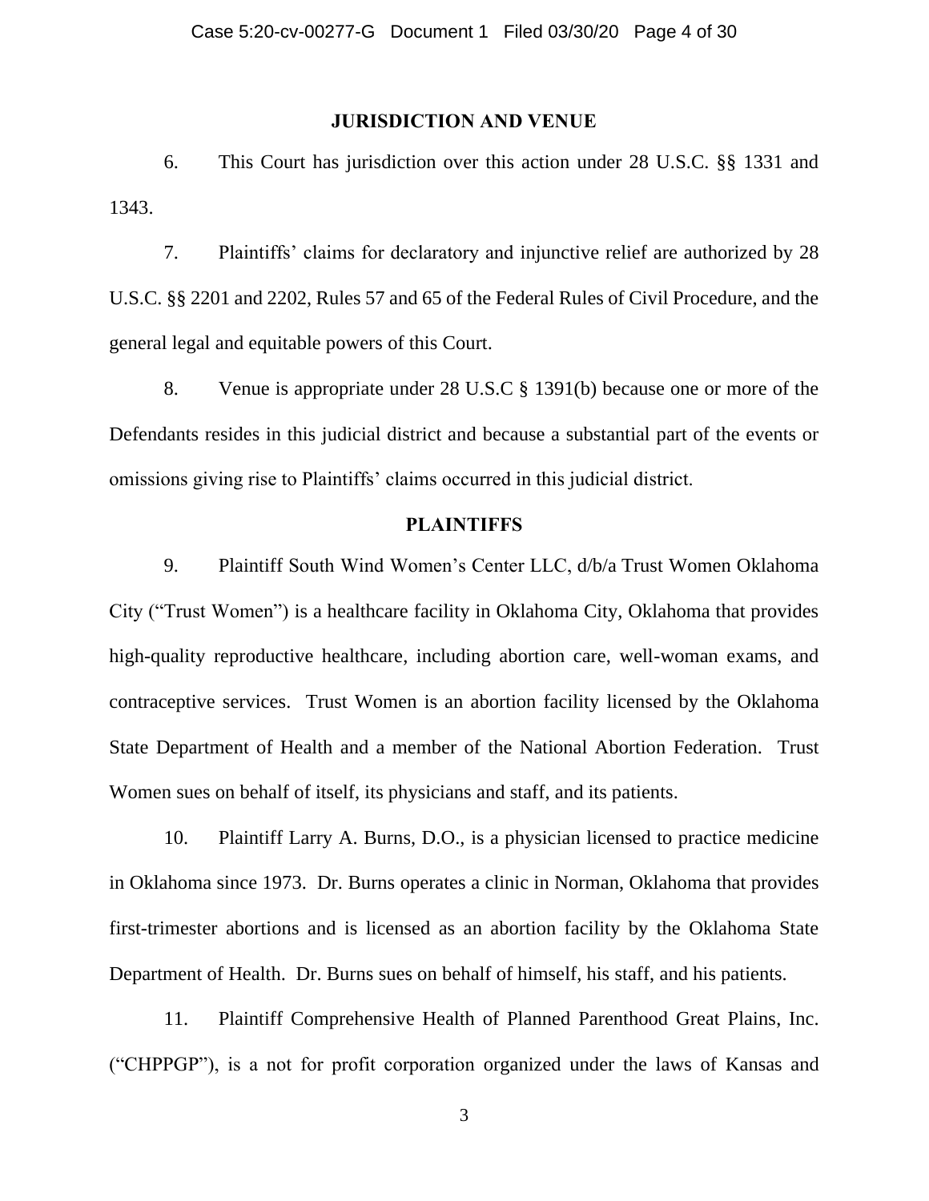## JURISDICTION AND VENUE

6. This Court has jurisdiction over this action under 28 U.S.C. §§ 1331 and 1343.

7. Plaintiffs' claims for declaratory and injunctive relief are authorized by 28 U.S.C. §§ 2201 and 2202, Rules 57 and 65 of the Federal Rules of Civil Procedure, and the general legal and equitable powers of this Court.

8. Venue is appropriate under 28 U.S.C § 1391(b) because one or more of the Defendants resides in this judicial district and because a substantial part of the events or omissions giving rise to Plaintiffs' claims occurred in this judicial district.

## PLAINTIFFS

9. Plaintiff South Wind Women's Center LLC, d/b/a Trust Women Oklahoma City ("Trust Women") is a healthcare facility in Oklahoma City, Oklahoma that provides high-quality reproductive healthcare, including abortion care, well-woman exams, and contraceptive services. Trust Women is an abortion facility licensed by the Oklahoma State Department of Health and a member of the National Abortion Federation. Trust Women sues on behalf of itself, its physicians and staff, and its patients.

10. Plaintiff Larry A. Burns, D.O., is a physician licensed to practice medicine in Oklahoma since 1973. Dr. Burns operates a clinic in Norman, Oklahoma that provides first-trimester abortions and is licensed as an abortion facility by the Oklahoma State Department of Health. Dr. Burns sues on behalf of himself, his staff, and his patients.

11. Plaintiff Comprehensive Health of Planned Parenthood Great Plains, Inc. ("CHPPGP"), is a not for profit corporation organized under the laws of Kansas and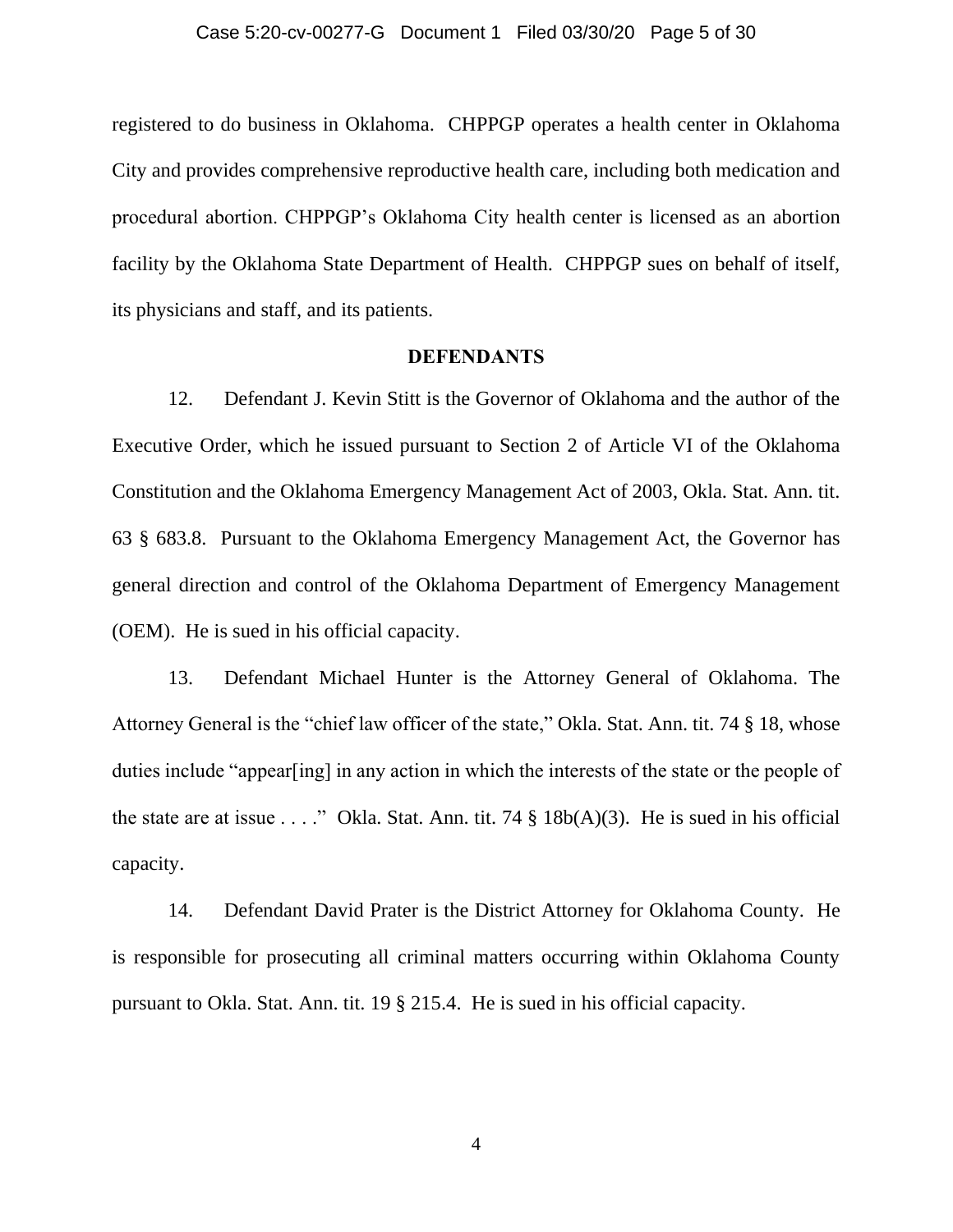registered to do business in Oklahoma. CHPPGP operates a health center in Oklahoma City and provides comprehensive reproductive health care, including both medication and procedural abortion. CHPPGP's Oklahoma City health center is licensed as an abortion facility by the Oklahoma State Department of Health. CHPPGP sues on behalf of itself, its physicians and staff, and its patients.

**DEFENDANTS**

12. Defendant J. Kevin Stitt is the Governor of Oklahoma and the author of the Executive Order, which he issued pursuant to Section 2 of Article VI of the Oklahoma Constitution and the Oklahoma Emergency Management Act of 2003, Okla. Stat. Ann. tit. 63 § 683.8. Pursuant to the Oklahoma Emergency Management Act, the Governor has general direction and control of the Oklahoma Department of Emergency Management (OEM). He is sued in his official capacity.

13. Defendant Michael Hunter is the Attorney General of Oklahoma. The Attorney General is the "chief law officer of the state," Okla. Stat. Ann. tit. 74 § 18, whose duties include "appear[ing] in any action in which the interests of the state or the people of the state are at issue . . . ." Okla. Stat. Ann. tit. 74 § 18b(A)(3). He is sued in his official capacity.

14. Defendant David Prater is the District Attorney for Oklahoma County. He is responsible for prosecuting all criminal matters occurring within Oklahoma County pursuant to Okla. Stat. Ann. tit. 19 § 215.4. He is sued in his official capacity.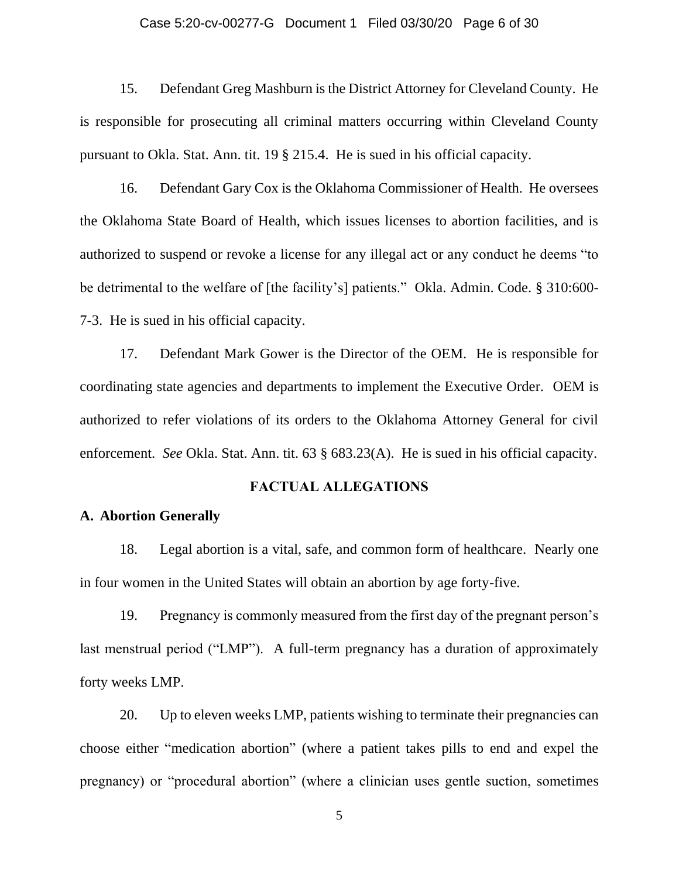15. Defendant Greg Mashburn is the District Attorney for Cleveland County. He is responsible for prosecuting all criminal matters occurring within Cleveland County pursuant to Okla. Stat. Ann. tit. 19 § 215.4. He is sued in his official capacity.

16. Defendant Gary Cox is the Oklahoma Commissioner of Health. He oversees the Oklahoma State Board of Health, which issues licenses to abortion facilities, and is authorized to suspend or revoke a license for any illegal act or any conduct he deems "to be detrimental to the welfare of [the facility's] patients." Okla. Admin. Code. § 310:600-7-3. He is sued in his official capacity.

17. Defendant Mark Gower is the Director of the OEM. He is responsible for coordinating state agencies and departments to implement the Executive Order. OEM is authorized to refer violations of its orders to the Oklahoma Attorney General for civil enforcement. *See* Okla. Stat. Ann. tit. 63 § 683.23(A). He is sued in his official capacity.

## FACTUAL ALLEGATIONS

### A. Abortion Generally

18. Legal abortion is a vital, safe, and common form of healthcare. Nearly one in four women in the United States will obtain an abortion by age forty-five.

19. Pregnancy is commonly measured from the first day of the pregnant person's last menstrual period ("LMP"). A full-term pregnancy has a duration of approximately forty weeks LMP.

20. Up to eleven weeks LMP, patients wishing to terminate their pregnancies can choose either "medication abortion" (where a patient takes pills to end and expel the pregnancy) or "procedural abortion" (where a clinician uses gentle suction, sometimes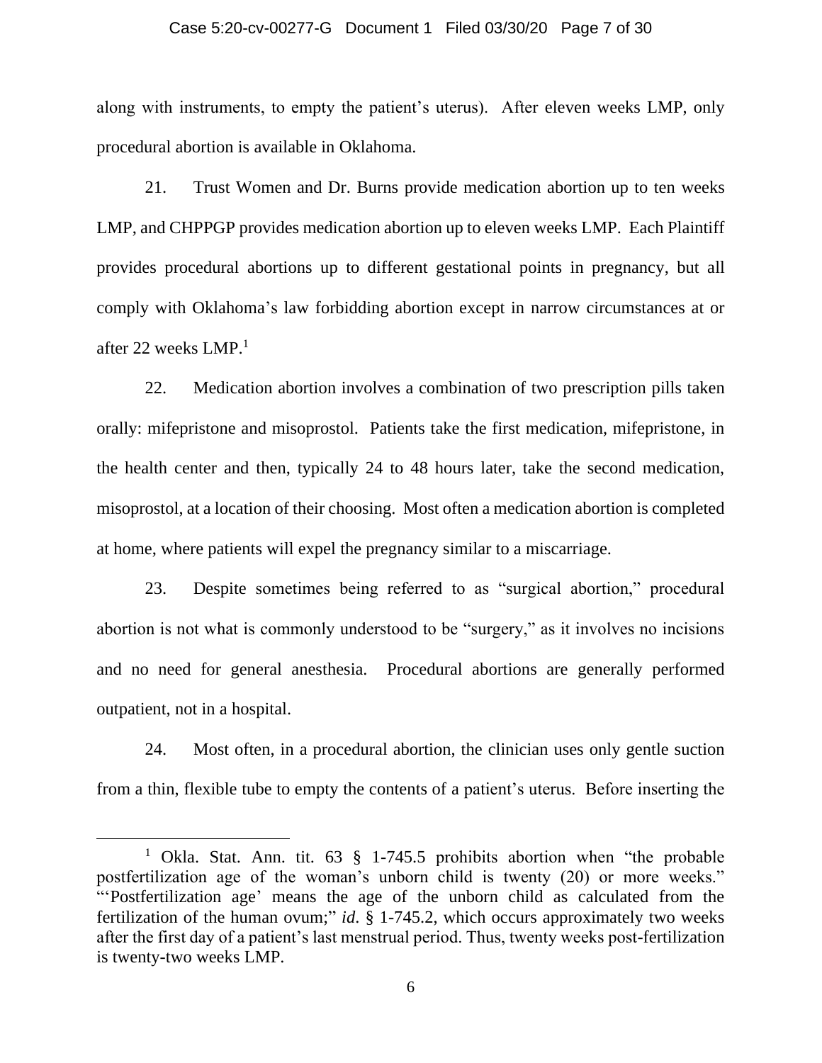along with instruments, to empty the patient's uterus). After eleven weeks LMP, only procedural abortion is available in Oklahoma.

21. Trust Women and Dr. Burns provide medication abortion up to ten weeks LMP, and CHPPGP provides medication abortion up to eleven weeks LMP. Each Plaintiff provides procedural abortions up to different gestational points in pregnancy, but all comply with Oklahoma's law forbidding abortion except in narrow circumstances at or after 22 weeks LMP.[1]

22. Medication abortion involves a combination of two prescription pills taken orally: mifepristone and misoprostol. Patients take the first medication, mifepristone, in the health center and then, typically 24 to 48 hours later, take the second medication, misoprostol, at a location of their choosing. Most often a medication abortion is completed at home, where patients will expel the pregnancy similar to a miscarriage.

23. Despite sometimes being referred to as "surgical abortion," procedural abortion is not what is commonly understood to be "surgery," as it involves no incisions and no need for general anesthesia. Procedural abortions are generally performed outpatient, not in a hospital.

24. Most often, in a procedural abortion, the clinician uses only gentle suction from a thin, flexible tube to empty the contents of a patient's uterus. Before inserting the

---

[1] Okla. Stat. Ann. tit. 63 § 1-745.5 prohibits abortion when "the probable postfertilization age of the woman's unborn child is twenty (20) or more weeks." "'Postfertilization age' means the age of the unborn child as calculated from the fertilization of the human ovum;" *id.* § 1-745.2, which occurs approximately two weeks after the first day of a patient's last menstrual period. Thus, twenty weeks post-fertilization is twenty-two weeks LMP.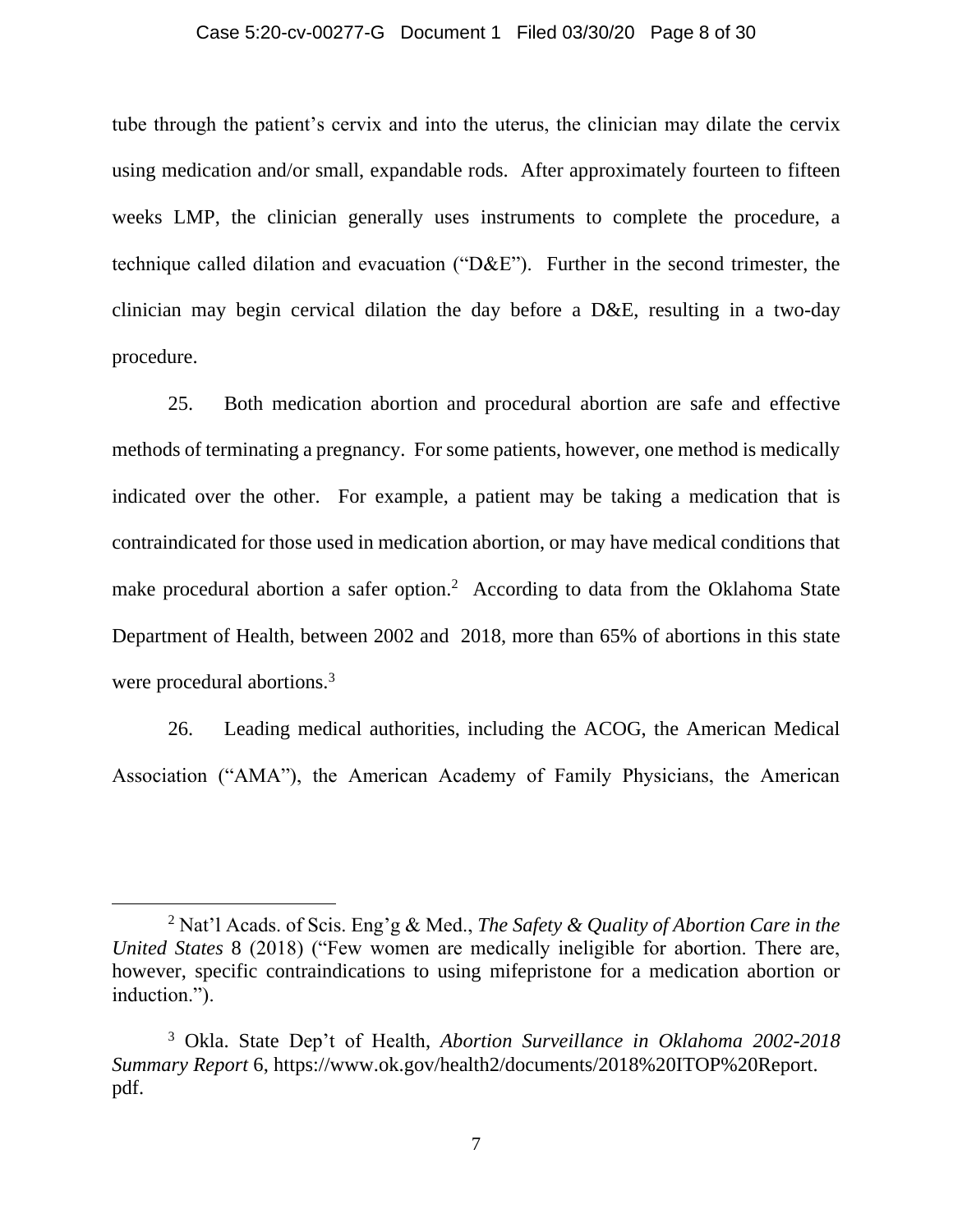tube through the patient's cervix and into the uterus, the clinician may dilate the cervix using medication and/or small, expandable rods. After approximately fourteen to fifteen weeks LMP, the clinician generally uses instruments to complete the procedure, a technique called dilation and evacuation ("D&E"). Further in the second trimester, the clinician may begin cervical dilation the day before a D&E, resulting in a two-day procedure.

25. Both medication abortion and procedural abortion are safe and effective methods of terminating a pregnancy. For some patients, however, one method is medically indicated over the other. For example, a patient may be taking a medication that is contraindicated for those used in medication abortion, or may have medical conditions that make procedural abortion a safer option.[2] According to data from the Oklahoma State Department of Health, between 2002 and 2018, more than 65% of abortions in this state were procedural abortions.[3]

26. Leading medical authorities, including the ACOG, the American Medical Association ("AMA"), the American Academy of Family Physicians, the American

---

[2] Nat'l Acads. of Scis. Eng'g & Med., *The Safety & Quality of Abortion Care in the United States* 8 (2018) ("Few women are medically ineligible for abortion. There are, however, specific contraindications to using mifepristone for a medication abortion or induction.").

[3] Okla. State Dep't of Health, *Abortion Surveillance in Oklahoma 2002-2018 Summary Report* 6, https://www.ok.gov/health2/documents/2018%20ITOP%20Report.pdf.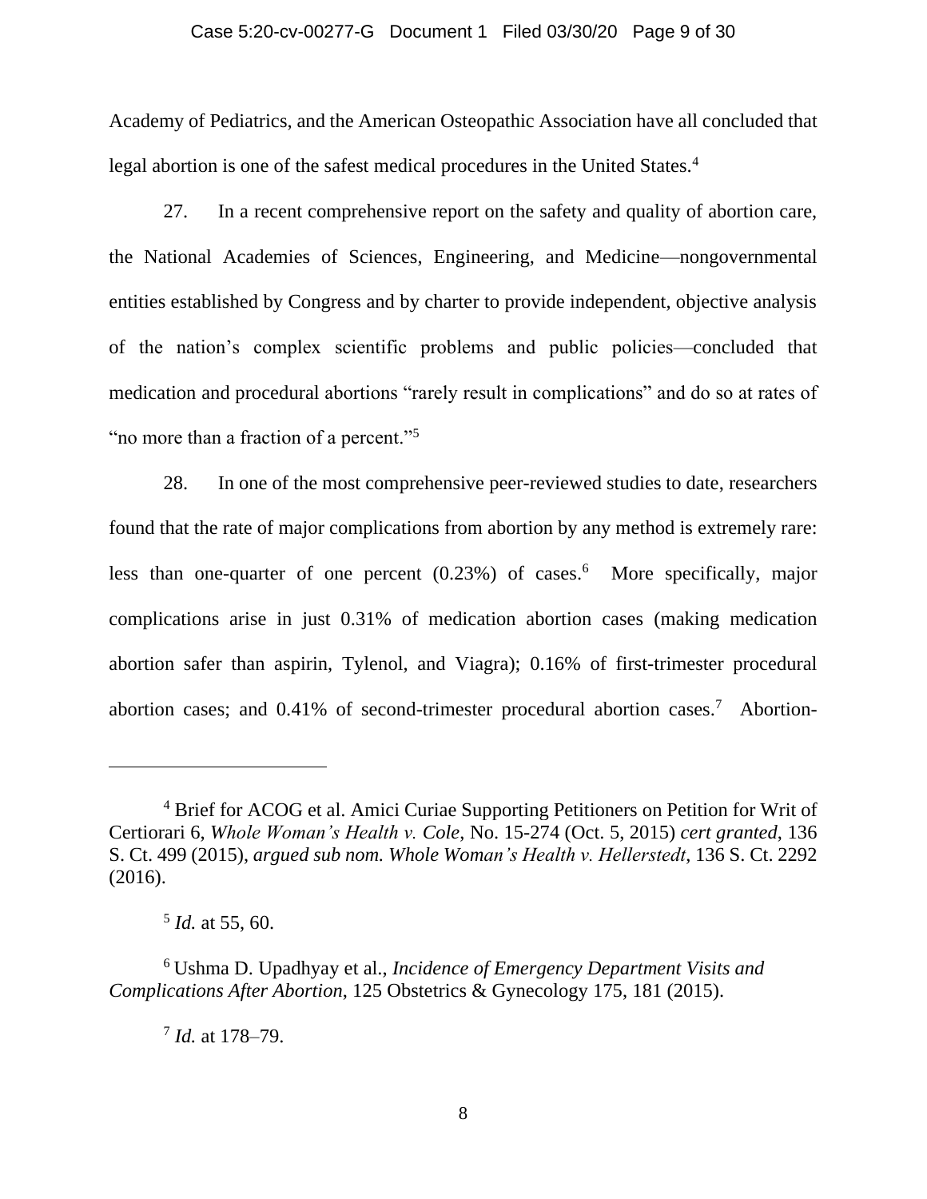Academy of Pediatrics, and the American Osteopathic Association have all concluded that legal abortion is one of the safest medical procedures in the United States.[4]

27. In a recent comprehensive report on the safety and quality of abortion care, the National Academies of Sciences, Engineering, and Medicine—nongovernmental entities established by Congress and by charter to provide independent, objective analysis of the nation's complex scientific problems and public policies—concluded that medication and procedural abortions "rarely result in complications" and do so at rates of "no more than a fraction of a percent."[5]

28. In one of the most comprehensive peer-reviewed studies to date, researchers found that the rate of major complications from abortion by any method is extremely rare: less than one-quarter of one percent (0.23%) of cases.[6] More specifically, major complications arise in just 0.31% of medication abortion cases (making medication abortion safer than aspirin, Tylenol, and Viagra); 0.16% of first-trimester procedural abortion cases; and 0.41% of second-trimester procedural abortion cases.[7] Abortion-

---

[4] Brief for ACOG et al. Amici Curiae Supporting Petitioners on Petition for Writ of Certiorari 6, *Whole Woman's Health v. Cole*, No. 15-274 (Oct. 5, 2015) *cert granted*, 136 S. Ct. 499 (2015), *argued sub nom. Whole Woman's Health v. Hellerstedt*, 136 S. Ct. 2292 (2016).

[5] *Id.* at 55, 60.

[6] Ushma D. Upadhyay et al., *Incidence of Emergency Department Visits and Complications After Abortion*, 125 Obstetrics & Gynecology 175, 181 (2015).

[7] *Id.* at 178–79.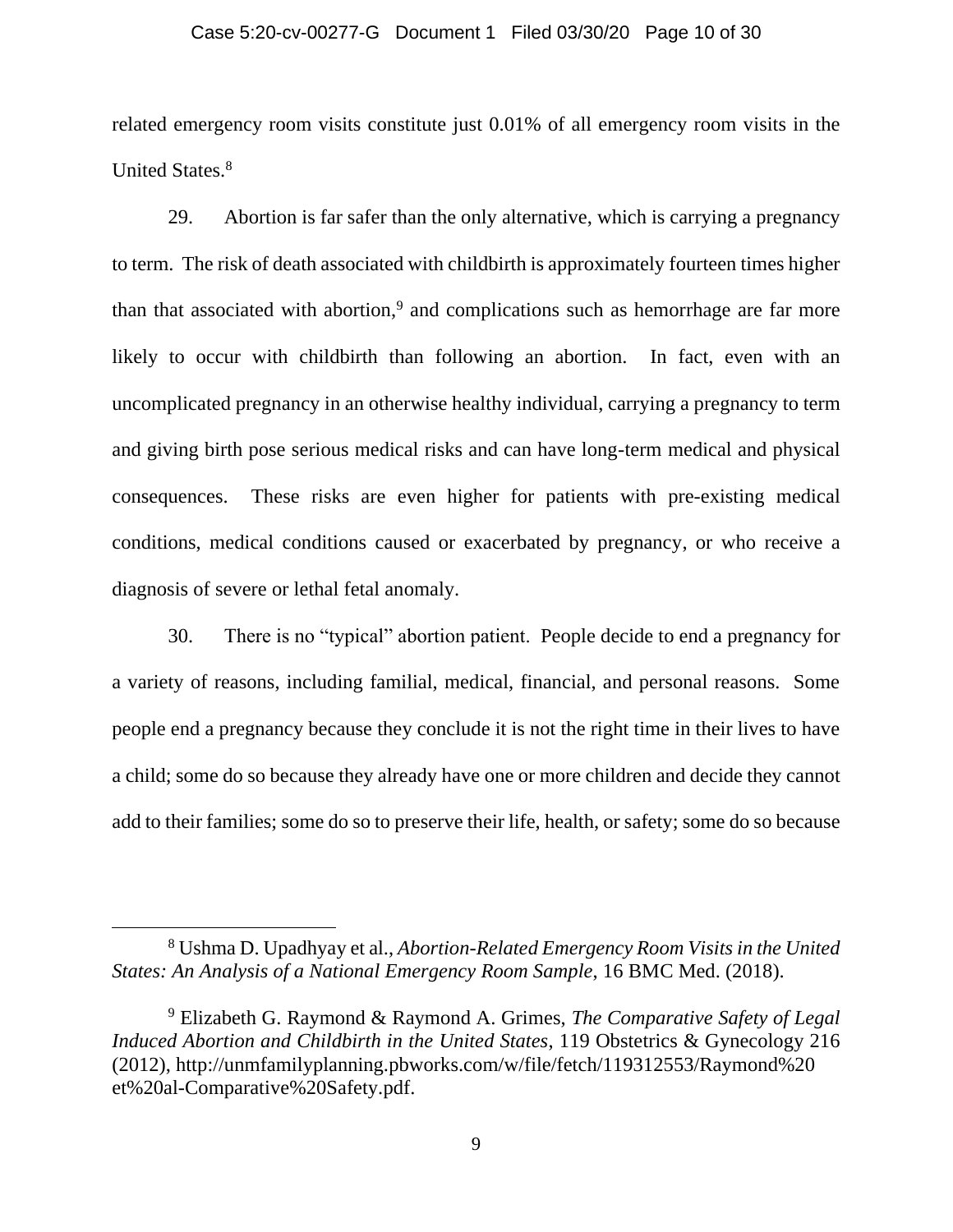related emergency room visits constitute just 0.01% of all emergency room visits in the United States.[8]

29. Abortion is far safer than the only alternative, which is carrying a pregnancy to term. The risk of death associated with childbirth is approximately fourteen times higher than that associated with abortion,[9] and complications such as hemorrhage are far more likely to occur with childbirth than following an abortion. In fact, even with an uncomplicated pregnancy in an otherwise healthy individual, carrying a pregnancy to term and giving birth pose serious medical risks and can have long-term medical and physical consequences. These risks are even higher for patients with pre-existing medical conditions, medical conditions caused or exacerbated by pregnancy, or who receive a diagnosis of severe or lethal fetal anomaly.

30. There is no "typical" abortion patient. People decide to end a pregnancy for a variety of reasons, including familial, medical, financial, and personal reasons. Some people end a pregnancy because they conclude it is not the right time in their lives to have a child; some do so because they already have one or more children and decide they cannot add to their families; some do so to preserve their life, health, or safety; some do so because

---

[8] Ushma D. Upadhyay et al., *Abortion-Related Emergency Room Visits in the United States: An Analysis of a National Emergency Room Sample*, 16 BMC Med. (2018).

[9] Elizabeth G. Raymond & Raymond A. Grimes, *The Comparative Safety of Legal Induced Abortion and Childbirth in the United States*, 119 Obstetrics & Gynecology 216 (2012), http://unmfamilyplanning.pbworks.com/w/file/fetch/119312553/Raymond%20et%20al-Comparative%20Safety.pdf.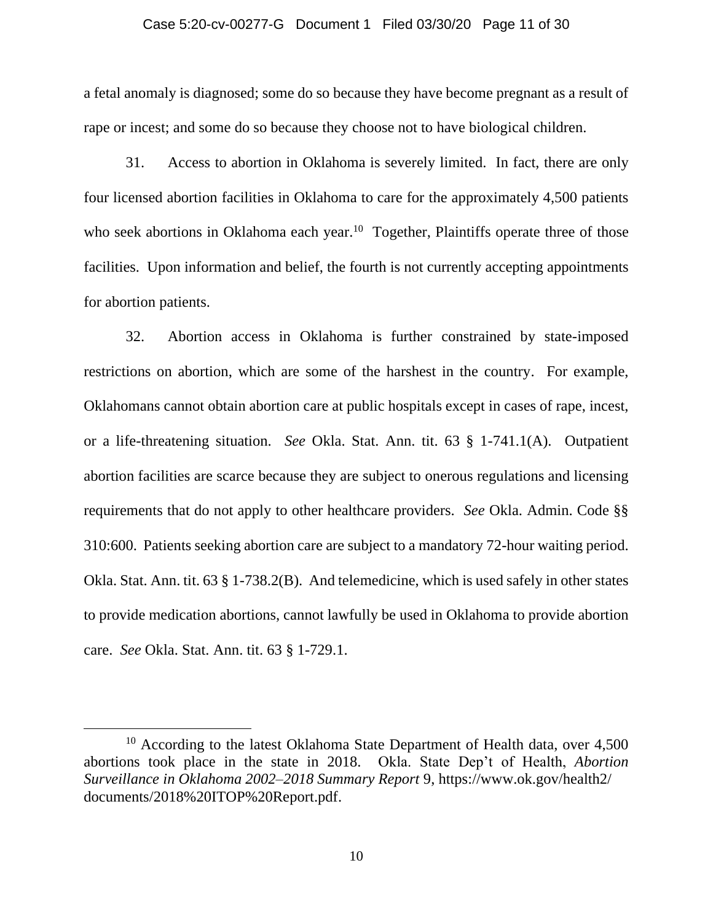a fetal anomaly is diagnosed; some do so because they have become pregnant as a result of rape or incest; and some do so because they choose not to have biological children.

31. Access to abortion in Oklahoma is severely limited. In fact, there are only four licensed abortion facilities in Oklahoma to care for the approximately 4,500 patients who seek abortions in Oklahoma each year.[10] Together, Plaintiffs operate three of those facilities. Upon information and belief, the fourth is not currently accepting appointments for abortion patients.

32. Abortion access in Oklahoma is further constrained by state-imposed restrictions on abortion, which are some of the harshest in the country. For example, Oklahomans cannot obtain abortion care at public hospitals except in cases of rape, incest, or a life-threatening situation. *See* Okla. Stat. Ann. tit. 63 § 1-741.1(A). Outpatient abortion facilities are scarce because they are subject to onerous regulations and licensing requirements that do not apply to other healthcare providers. *See* Okla. Admin. Code §§ 310:600. Patients seeking abortion care are subject to a mandatory 72-hour waiting period. Okla. Stat. Ann. tit. 63 § 1-738.2(B). And telemedicine, which is used safely in other states to provide medication abortions, cannot lawfully be used in Oklahoma to provide abortion care. *See* Okla. Stat. Ann. tit. 63 § 1-729.1.

---

[10] According to the latest Oklahoma State Department of Health data, over 4,500 abortions took place in the state in 2018. Okla. State Dep't of Health, *Abortion Surveillance in Oklahoma 2002–2018 Summary Report* 9, https://www.ok.gov/health2/documents/2018%20ITOP%20Report.pdf.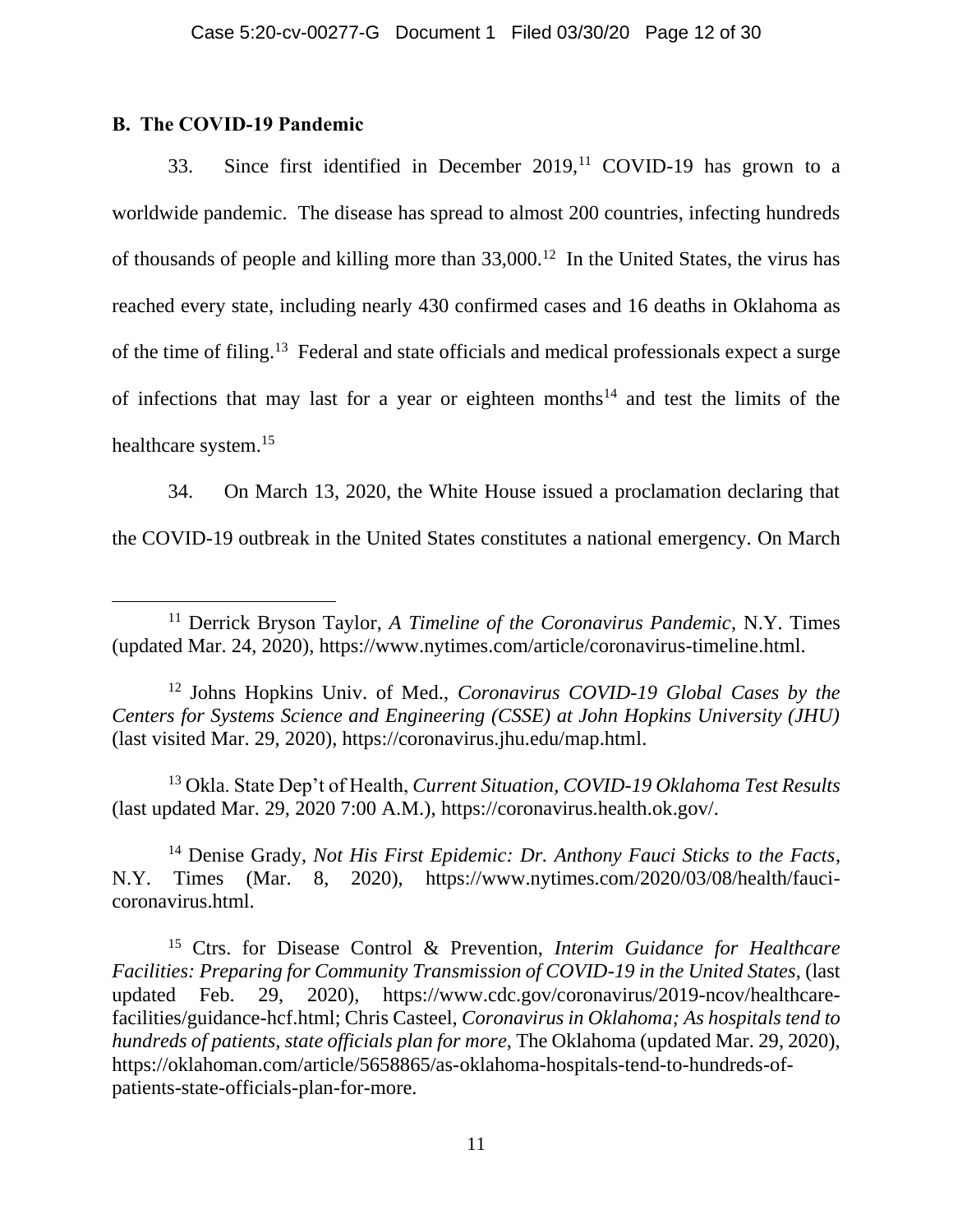### B. The COVID-19 Pandemic

33. Since first identified in December 2019,[11] COVID-19 has grown to a worldwide pandemic. The disease has spread to almost 200 countries, infecting hundreds of thousands of people and killing more than 33,000.[12] In the United States, the virus has reached every state, including nearly 430 confirmed cases and 16 deaths in Oklahoma as of the time of filing.[13] Federal and state officials and medical professionals expect a surge of infections that may last for a year or eighteen months[14] and test the limits of the healthcare system.[15]

34. On March 13, 2020, the White House issued a proclamation declaring that the COVID-19 outbreak in the United States constitutes a national emergency. On March

---

[11] Derrick Bryson Taylor, *A Timeline of the Coronavirus Pandemic*, N.Y. Times (updated Mar. 24, 2020), https://www.nytimes.com/article/coronavirus-timeline.html.

[12] Johns Hopkins Univ. of Med., *Coronavirus COVID-19 Global Cases by the Centers for Systems Science and Engineering (CSSE) at John Hopkins University (JHU)* (last visited Mar. 29, 2020), https://coronavirus.jhu.edu/map.html.

[13] Okla. State Dep't of Health, *Current Situation*, *COVID-19 Oklahoma Test Results* (last updated Mar. 29, 2020 7:00 A.M.), https://coronavirus.health.ok.gov/.

[14] Denise Grady, *Not His First Epidemic: Dr. Anthony Fauci Sticks to the Facts*, N.Y. Times (Mar. 8, 2020), https://www.nytimes.com/2020/03/08/health/fauci-coronavirus.html.

[15] Ctrs. for Disease Control & Prevention, *Interim Guidance for Healthcare Facilities: Preparing for Community Transmission of COVID-19 in the United States*, (last updated Feb. 29, 2020), https://www.cdc.gov/coronavirus/2019-ncov/healthcare-facilities/guidance-hcf.html; Chris Casteel, *Coronavirus in Oklahoma; As hospitals tend to hundreds of patients, state officials plan for more,* The Oklahoma (updated Mar. 29, 2020), https://oklahoman.com/article/5658865/as-oklahoma-hospitals-tend-to-hundreds-of-patients-state-officials-plan-for-more.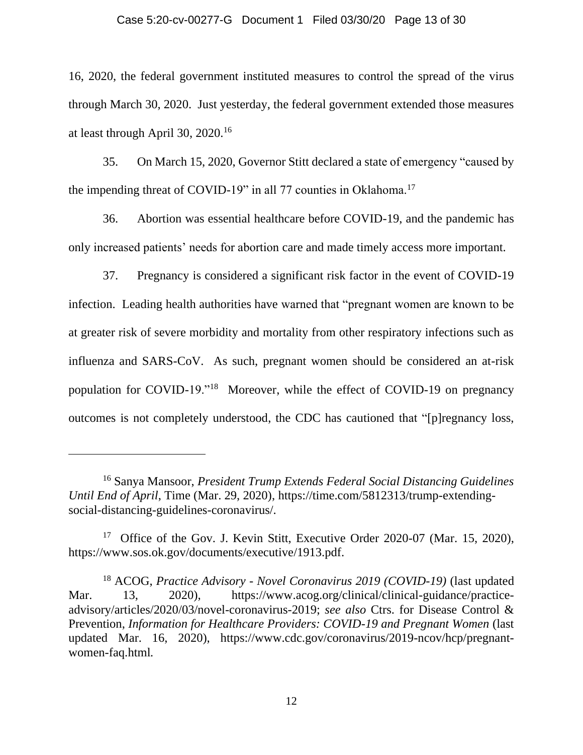16, 2020, the federal government instituted measures to control the spread of the virus through March 30, 2020. Just yesterday, the federal government extended those measures at least through April 30, 2020.[16]

35. On March 15, 2020, Governor Stitt declared a state of emergency "caused by the impending threat of COVID-19" in all 77 counties in Oklahoma.[17]

36. Abortion was essential healthcare before COVID-19, and the pandemic has only increased patients' needs for abortion care and made timely access more important.

37. Pregnancy is considered a significant risk factor in the event of COVID-19 infection. Leading health authorities have warned that "pregnant women are known to be at greater risk of severe morbidity and mortality from other respiratory infections such as influenza and SARS-CoV. As such, pregnant women should be considered an at-risk population for COVID-19."[18] Moreover, while the effect of COVID-19 on pregnancy outcomes is not completely understood, the CDC has cautioned that "[p]regnancy loss,

---

[16] Sanya Mansoor, *President Trump Extends Federal Social Distancing Guidelines Until End of April*, Time (Mar. 29, 2020), https://time.com/5812313/trump-extending-social-distancing-guidelines-coronavirus/.

[17] Office of the Gov. J. Kevin Stitt, Executive Order 2020-07 (Mar. 15, 2020), https://www.sos.ok.gov/documents/executive/1913.pdf.

[18] ACOG, *Practice Advisory - Novel Coronavirus 2019 (COVID-19)* (last updated Mar. 13, 2020), https://www.acog.org/clinical/clinical-guidance/practice-advisory/articles/2020/03/novel-coronavirus-2019; *see also* Ctrs. for Disease Control & Prevention, *Information for Healthcare Providers: COVID-19 and Pregnant Women* (last updated Mar. 16, 2020), https://www.cdc.gov/coronavirus/2019-ncov/hcp/pregnant-women-faq.html.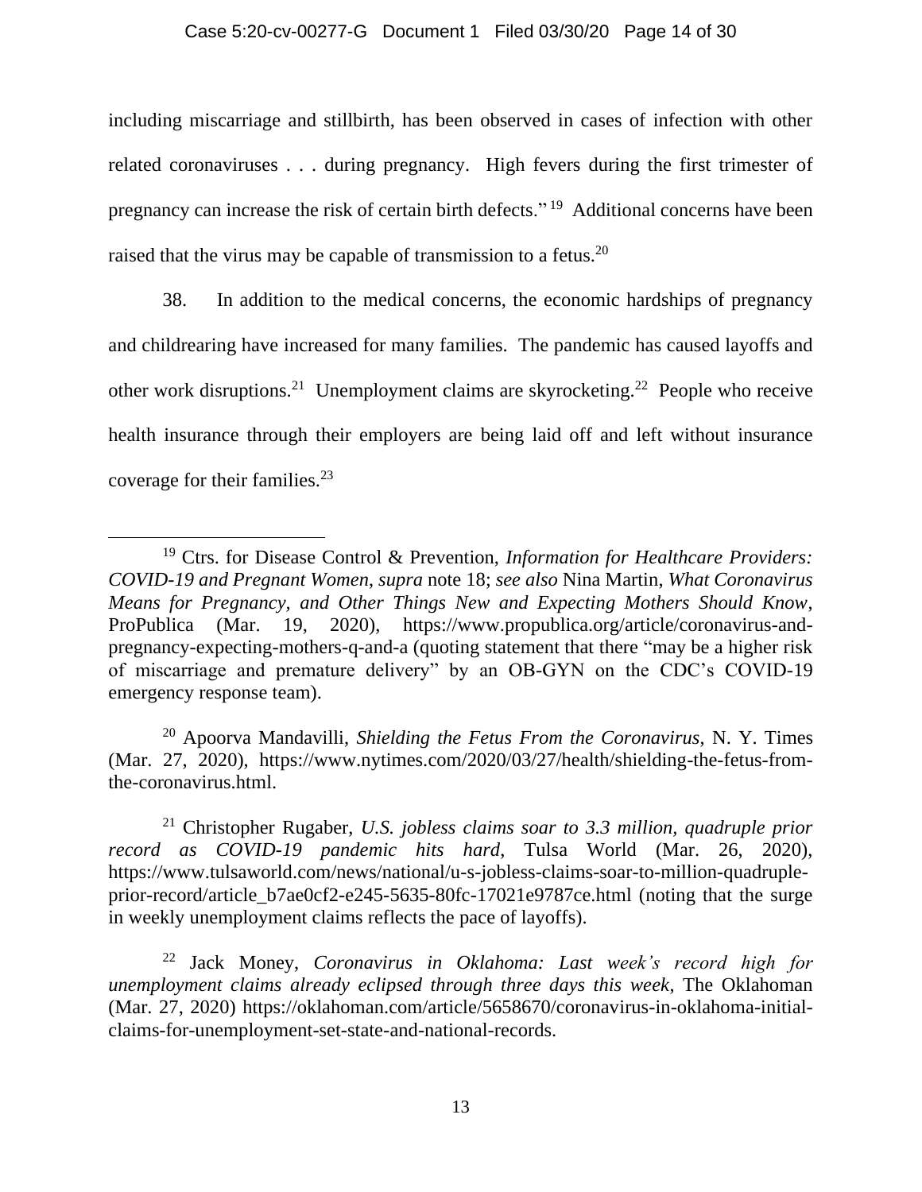including miscarriage and stillbirth, has been observed in cases of infection with other related coronaviruses . . . during pregnancy. High fevers during the first trimester of pregnancy can increase the risk of certain birth defects."[19] Additional concerns have been raised that the virus may be capable of transmission to a fetus.[20]

38. In addition to the medical concerns, the economic hardships of pregnancy and childrearing have increased for many families. The pandemic has caused layoffs and other work disruptions.[21] Unemployment claims are skyrocketing.[22] People who receive health insurance through their employers are being laid off and left without insurance coverage for their families.[23]

---

[19] Ctrs. for Disease Control & Prevention, *Information for Healthcare Providers: COVID-19 and Pregnant Women*, *supra* note 18; *see also* Nina Martin, *What Coronavirus Means for Pregnancy, and Other Things New and Expecting Mothers Should Know*, ProPublica (Mar. 19, 2020), https://www.propublica.org/article/coronavirus-and-pregnancy-expecting-mothers-q-and-a (quoting statement that there "may be a higher risk of miscarriage and premature delivery" by an OB-GYN on the CDC's COVID-19 emergency response team).

[20] Apoorva Mandavilli, *Shielding the Fetus From the Coronavirus*, N. Y. Times (Mar. 27, 2020), https://www.nytimes.com/2020/03/27/health/shielding-the-fetus-from-the-coronavirus.html.

[21] Christopher Rugaber, *U.S. jobless claims soar to 3.3 million, quadruple prior record as COVID-19 pandemic hits hard*, Tulsa World (Mar. 26, 2020), https://www.tulsaworld.com/news/national/u-s-jobless-claims-soar-to-million-quadruple-prior-record/article_b7ae0cf2-e245-5635-80fc-17021e9787ce.html (noting that the surge in weekly unemployment claims reflects the pace of layoffs).

[22] Jack Money, *Coronavirus in Oklahoma: Last week's record high for unemployment claims already eclipsed through three days this week*, The Oklahoman (Mar. 27, 2020) https://oklahoman.com/article/5658670/coronavirus-in-oklahoma-initial-claims-for-unemployment-set-state-and-national-records.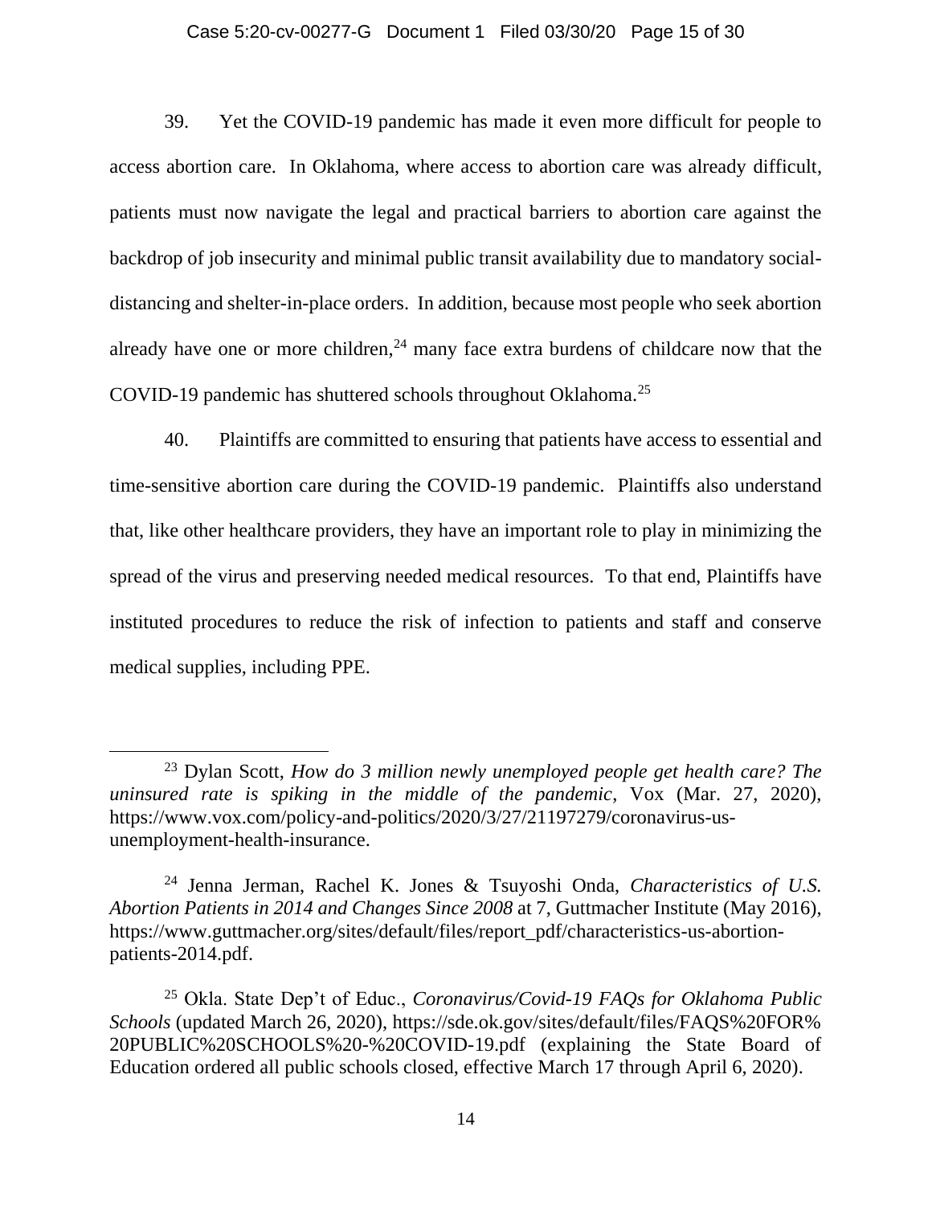39. Yet the COVID-19 pandemic has made it even more difficult for people to access abortion care. In Oklahoma, where access to abortion care was already difficult, patients must now navigate the legal and practical barriers to abortion care against the backdrop of job insecurity and minimal public transit availability due to mandatory social-distancing and shelter-in-place orders. In addition, because most people who seek abortion already have one or more children,[24] many face extra burdens of childcare now that the COVID-19 pandemic has shuttered schools throughout Oklahoma.[25]

40. Plaintiffs are committed to ensuring that patients have access to essential and time-sensitive abortion care during the COVID-19 pandemic. Plaintiffs also understand that, like other healthcare providers, they have an important role to play in minimizing the spread of the virus and preserving needed medical resources. To that end, Plaintiffs have instituted procedures to reduce the risk of infection to patients and staff and conserve medical supplies, including PPE.

---

[23] Dylan Scott, *How do 3 million newly unemployed people get health care? The uninsured rate is spiking in the middle of the pandemic*, Vox (Mar. 27, 2020), https://www.vox.com/policy-and-politics/2020/3/27/21197279/coronavirus-us-unemployment-health-insurance.

[24] Jenna Jerman, Rachel K. Jones & Tsuyoshi Onda, *Characteristics of U.S. Abortion Patients in 2014 and Changes Since 2008* at 7, Guttmacher Institute (May 2016), https://www.guttmacher.org/sites/default/files/report_pdf/characteristics-us-abortion-patients-2014.pdf.

[25] Okla. State Dep't of Educ., *Coronavirus/Covid-19 FAQs for Oklahoma Public Schools* (updated March 26, 2020), https://sde.ok.gov/sites/default/files/FAQS%20FOR%20PUBLIC%20SCHOOLS%20-%20COVID-19.pdf (explaining the State Board of Education ordered all public schools closed, effective March 17 through April 6, 2020).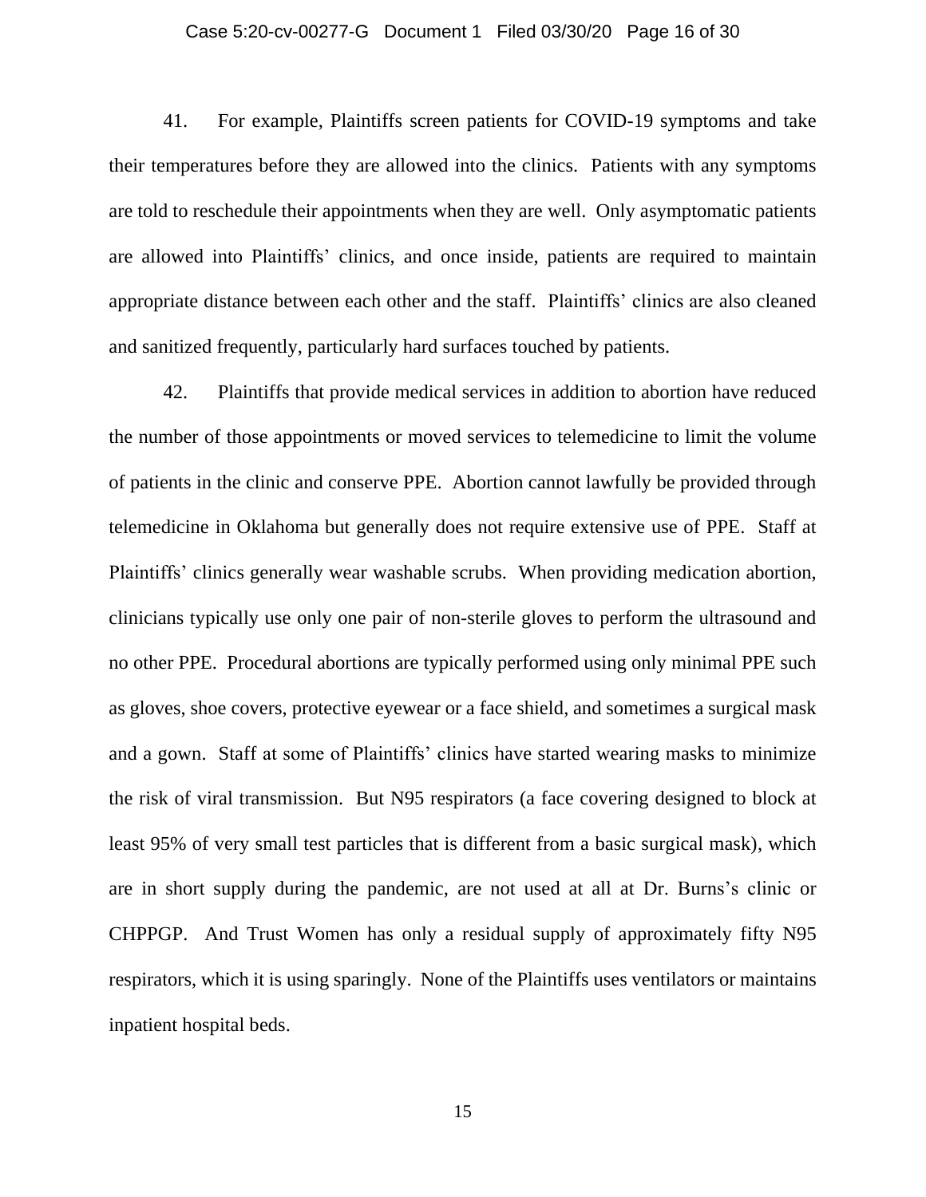41. For example, Plaintiffs screen patients for COVID-19 symptoms and take their temperatures before they are allowed into the clinics. Patients with any symptoms are told to reschedule their appointments when they are well. Only asymptomatic patients are allowed into Plaintiffs' clinics, and once inside, patients are required to maintain appropriate distance between each other and the staff. Plaintiffs' clinics are also cleaned and sanitized frequently, particularly hard surfaces touched by patients.

42. Plaintiffs that provide medical services in addition to abortion have reduced the number of those appointments or moved services to telemedicine to limit the volume of patients in the clinic and conserve PPE. Abortion cannot lawfully be provided through telemedicine in Oklahoma but generally does not require extensive use of PPE. Staff at Plaintiffs' clinics generally wear washable scrubs. When providing medication abortion, clinicians typically use only one pair of non-sterile gloves to perform the ultrasound and no other PPE. Procedural abortions are typically performed using only minimal PPE such as gloves, shoe covers, protective eyewear or a face shield, and sometimes a surgical mask and a gown. Staff at some of Plaintiffs' clinics have started wearing masks to minimize the risk of viral transmission. But N95 respirators (a face covering designed to block at least 95% of very small test particles that is different from a basic surgical mask), which are in short supply during the pandemic, are not used at all at Dr. Burns's clinic or CHPPGP. And Trust Women has only a residual supply of approximately fifty N95 respirators, which it is using sparingly. None of the Plaintiffs uses ventilators or maintains inpatient hospital beds.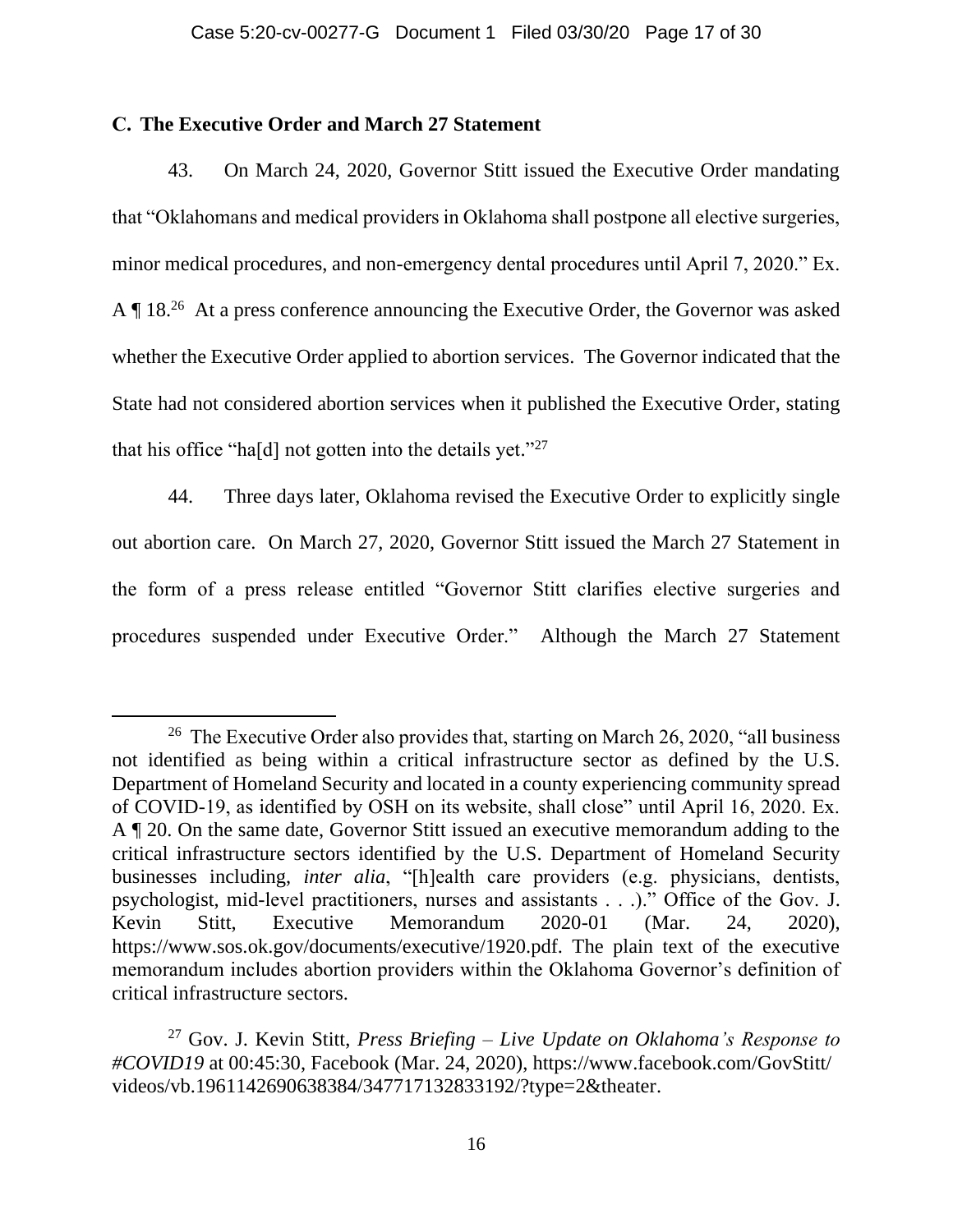### C. The Executive Order and March 27 Statement

43. On March 24, 2020, Governor Stitt issued the Executive Order mandating that "Oklahomans and medical providers in Oklahoma shall postpone all elective surgeries, minor medical procedures, and non-emergency dental procedures until April 7, 2020." Ex. A ¶ 18.[26] At a press conference announcing the Executive Order, the Governor was asked whether the Executive Order applied to abortion services. The Governor indicated that the State had not considered abortion services when it published the Executive Order, stating that his office "ha[d] not gotten into the details yet."[27]

44. Three days later, Oklahoma revised the Executive Order to explicitly single out abortion care. On March 27, 2020, Governor Stitt issued the March 27 Statement in the form of a press release entitled "Governor Stitt clarifies elective surgeries and procedures suspended under Executive Order." Although the March 27 Statement

---

[26] The Executive Order also provides that, starting on March 26, 2020, "all business not identified as being within a critical infrastructure sector as defined by the U.S. Department of Homeland Security and located in a county experiencing community spread of COVID-19, as identified by OSH on its website, shall close" until April 16, 2020. Ex. A ¶ 20. On the same date, Governor Stitt issued an executive memorandum adding to the critical infrastructure sectors identified by the U.S. Department of Homeland Security businesses including, *inter alia*, "[h]ealth care providers (e.g. physicians, dentists, psychologist, mid-level practitioners, nurses and assistants . . .)." Office of the Gov. J. Kevin Stitt, Executive Memorandum 2020-01 (Mar. 24, 2020), https://www.sos.ok.gov/documents/executive/1920.pdf. The plain text of the executive memorandum includes abortion providers within the Oklahoma Governor's definition of critical infrastructure sectors.

[27] Gov. J. Kevin Stitt, *Press Briefing – Live Update on Oklahoma's Response to #COVID19* at 00:45:30, Facebook (Mar. 24, 2020), https://www.facebook.com/GovStitt/videos/vb.1961142690638384/347717132833192/?type=2&theater.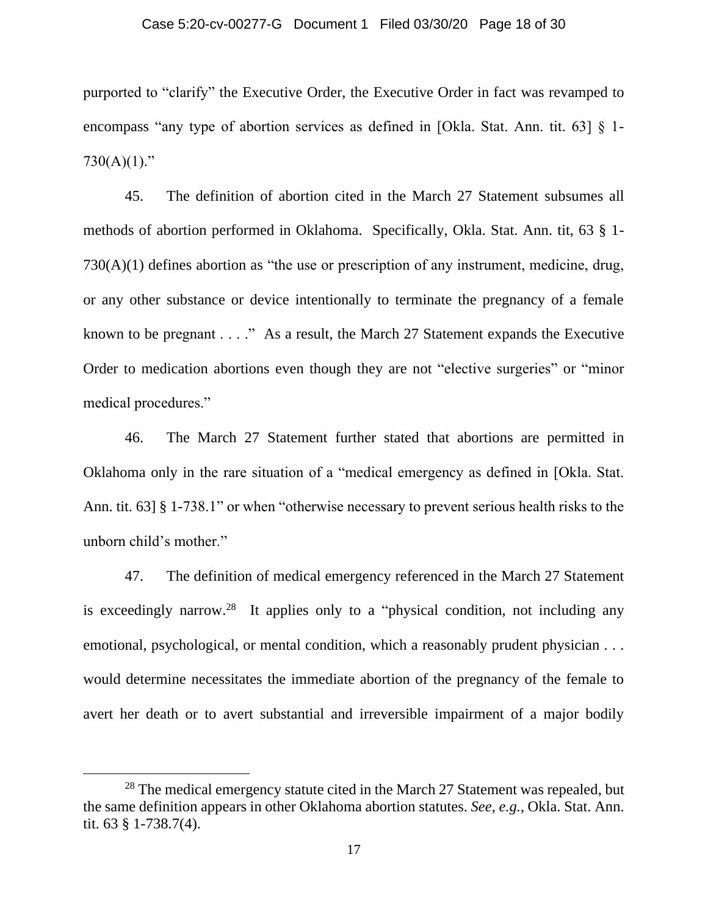purported to "clarify" the Executive Order, the Executive Order in fact was revamped to encompass "any type of abortion services as defined in [Okla. Stat. Ann. tit. 63] § 1-730(A)(1)."

45. The definition of abortion cited in the March 27 Statement subsumes all methods of abortion performed in Oklahoma. Specifically, Okla. Stat. Ann. tit, 63 § 1-730(A)(1) defines abortion as "the use or prescription of any instrument, medicine, drug, or any other substance or device intentionally to terminate the pregnancy of a female known to be pregnant . . . ." As a result, the March 27 Statement expands the Executive Order to medication abortions even though they are not "elective surgeries" or "minor medical procedures."

46. The March 27 Statement further stated that abortions are permitted in Oklahoma only in the rare situation of a "medical emergency as defined in [Okla. Stat. Ann. tit. 63] § 1-738.1" or when "otherwise necessary to prevent serious health risks to the unborn child's mother."

47. The definition of medical emergency referenced in the March 27 Statement is exceedingly narrow.[28] It applies only to a "physical condition, not including any emotional, psychological, or mental condition, which a reasonably prudent physician . . . would determine necessitates the immediate abortion of the pregnancy of the female to avert her death or to avert substantial and irreversible impairment of a major bodily

---

[28] The medical emergency statute cited in the March 27 Statement was repealed, but the same definition appears in other Oklahoma abortion statutes. *See, e.g.*, Okla. Stat. Ann. tit. 63 § 1-738.7(4).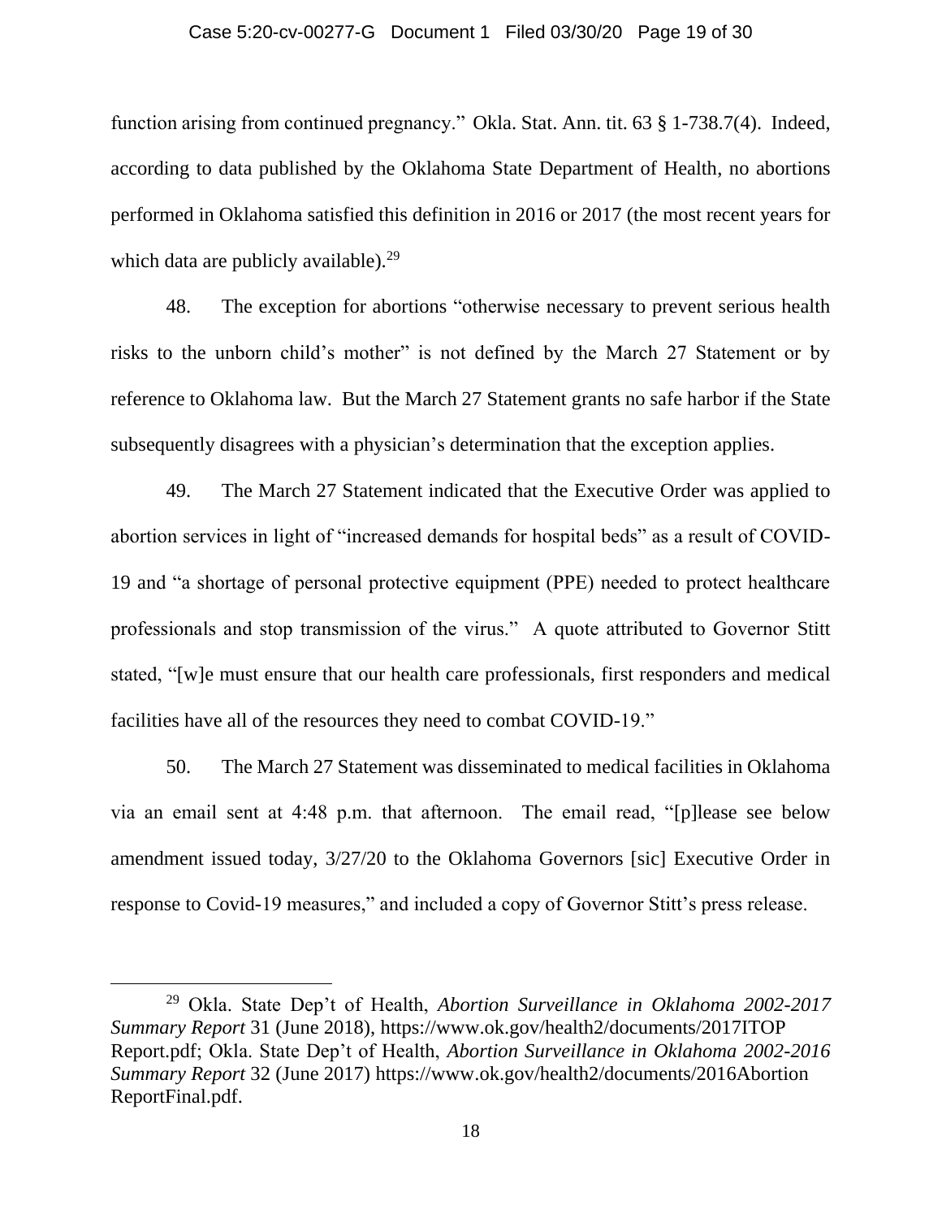function arising from continued pregnancy." Okla. Stat. Ann. tit. 63 § 1-738.7(4). Indeed, according to data published by the Oklahoma State Department of Health, no abortions performed in Oklahoma satisfied this definition in 2016 or 2017 (the most recent years for which data are publicly available).[29]

48. The exception for abortions "otherwise necessary to prevent serious health risks to the unborn child's mother" is not defined by the March 27 Statement or by reference to Oklahoma law. But the March 27 Statement grants no safe harbor if the State subsequently disagrees with a physician's determination that the exception applies.

49. The March 27 Statement indicated that the Executive Order was applied to abortion services in light of "increased demands for hospital beds" as a result of COVID-19 and "a shortage of personal protective equipment (PPE) needed to protect healthcare professionals and stop transmission of the virus." A quote attributed to Governor Stitt stated, "[w]e must ensure that our health care professionals, first responders and medical facilities have all of the resources they need to combat COVID-19."

50. The March 27 Statement was disseminated to medical facilities in Oklahoma via an email sent at 4:48 p.m. that afternoon. The email read, "[p]lease see below amendment issued today, 3/27/20 to the Oklahoma Governors [sic] Executive Order in response to Covid-19 measures," and included a copy of Governor Stitt's press release.

---

[29] Okla. State Dep't of Health, *Abortion Surveillance in Oklahoma 2002-2017 Summary Report* 31 (June 2018), https://www.ok.gov/health2/documents/2017ITOP Report.pdf; Okla. State Dep't of Health, *Abortion Surveillance in Oklahoma 2002-2016 Summary Report* 32 (June 2017) https://www.ok.gov/health2/documents/2016Abortion ReportFinal.pdf.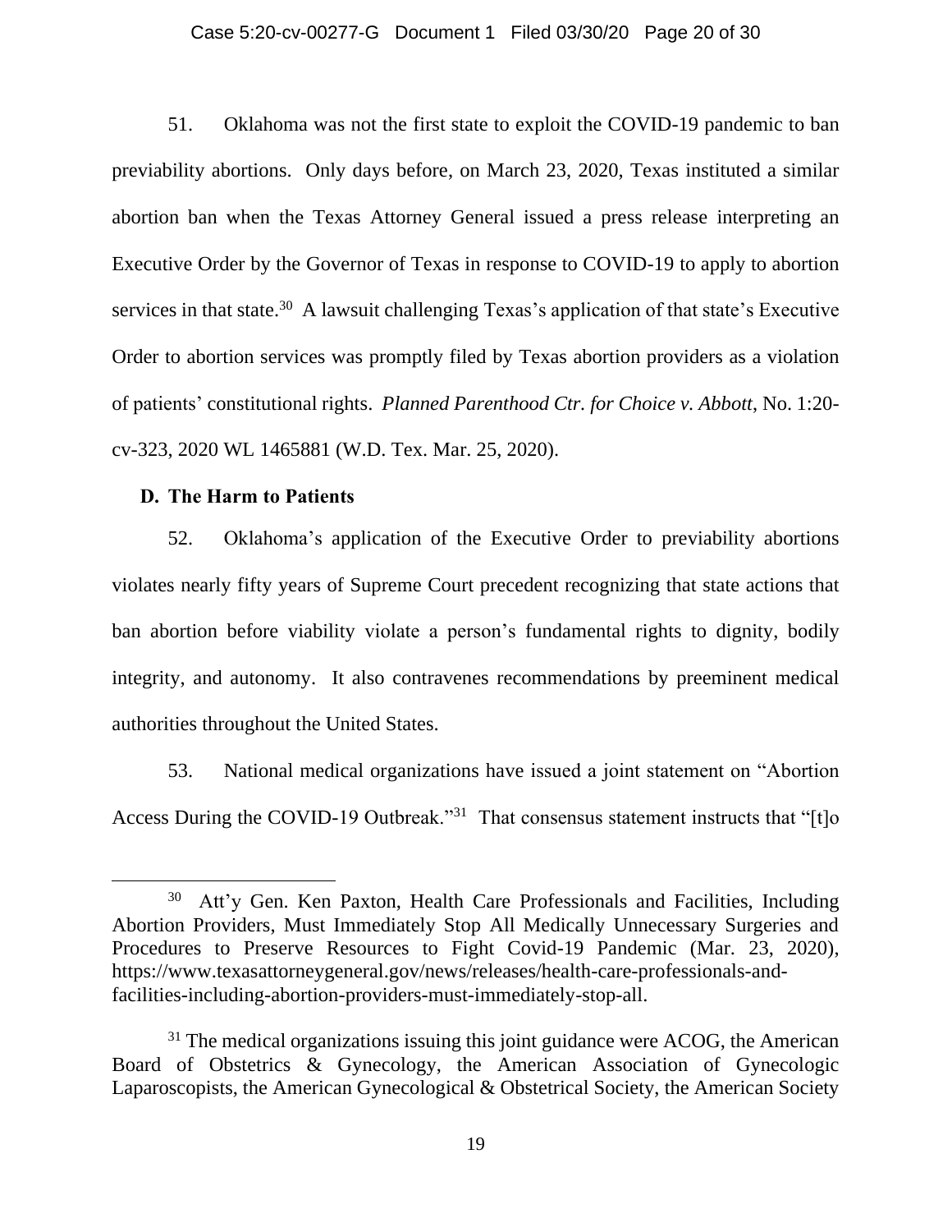51. Oklahoma was not the first state to exploit the COVID-19 pandemic to ban previability abortions. Only days before, on March 23, 2020, Texas instituted a similar abortion ban when the Texas Attorney General issued a press release interpreting an Executive Order by the Governor of Texas in response to COVID-19 to apply to abortion services in that state.[30] A lawsuit challenging Texas's application of that state's Executive Order to abortion services was promptly filed by Texas abortion providers as a violation of patients' constitutional rights. *Planned Parenthood Ctr. for Choice v. Abbott*, No. 1:20-cv-323, 2020 WL 1465881 (W.D. Tex. Mar. 25, 2020).

### D. The Harm to Patients

52. Oklahoma's application of the Executive Order to previability abortions violates nearly fifty years of Supreme Court precedent recognizing that state actions that ban abortion before viability violate a person's fundamental rights to dignity, bodily integrity, and autonomy. It also contravenes recommendations by preeminent medical authorities throughout the United States.

53. National medical organizations have issued a joint statement on "Abortion Access During the COVID-19 Outbreak."[31] That consensus statement instructs that "[t]o

---

[30] Att'y Gen. Ken Paxton, Health Care Professionals and Facilities, Including Abortion Providers, Must Immediately Stop All Medically Unnecessary Surgeries and Procedures to Preserve Resources to Fight Covid-19 Pandemic (Mar. 23, 2020), https://www.texasattorneygeneral.gov/news/releases/health-care-professionals-and-facilities-including-abortion-providers-must-immediately-stop-all.

[31] The medical organizations issuing this joint guidance were ACOG, the American Board of Obstetrics & Gynecology, the American Association of Gynecologic Laparoscopists, the American Gynecological & Obstetrical Society, the American Society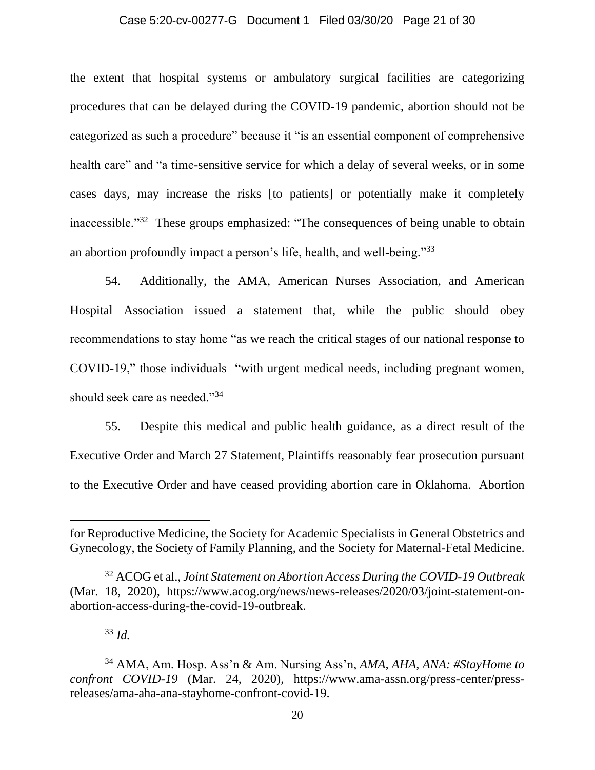the extent that hospital systems or ambulatory surgical facilities are categorizing procedures that can be delayed during the COVID-19 pandemic, abortion should not be categorized as such a procedure" because it "is an essential component of comprehensive health care" and "a time-sensitive service for which a delay of several weeks, or in some cases days, may increase the risks [to patients] or potentially make it completely inaccessible."[32] These groups emphasized: "The consequences of being unable to obtain an abortion profoundly impact a person's life, health, and well-being."[33]

54. Additionally, the AMA, American Nurses Association, and American Hospital Association issued a statement that, while the public should obey recommendations to stay home "as we reach the critical stages of our national response to COVID-19," those individuals "with urgent medical needs, including pregnant women, should seek care as needed."[34]

55. Despite this medical and public health guidance, as a direct result of the Executive Order and March 27 Statement, Plaintiffs reasonably fear prosecution pursuant to the Executive Order and have ceased providing abortion care in Oklahoma. Abortion

---

for Reproductive Medicine, the Society for Academic Specialists in General Obstetrics and Gynecology, the Society of Family Planning, and the Society for Maternal-Fetal Medicine.

[32] ACOG et al., *Joint Statement on Abortion Access During the COVID-19 Outbreak* (Mar. 18, 2020), https://www.acog.org/news/news-releases/2020/03/joint-statement-on-abortion-access-during-the-covid-19-outbreak.

[33] *Id.*

[34] AMA, Am. Hosp. Ass'n & Am. Nursing Ass'n, *AMA, AHA, ANA: #StayHome to confront COVID-19* (Mar. 24, 2020), https://www.ama-assn.org/press-center/press-releases/ama-aha-ana-stayhome-confront-covid-19.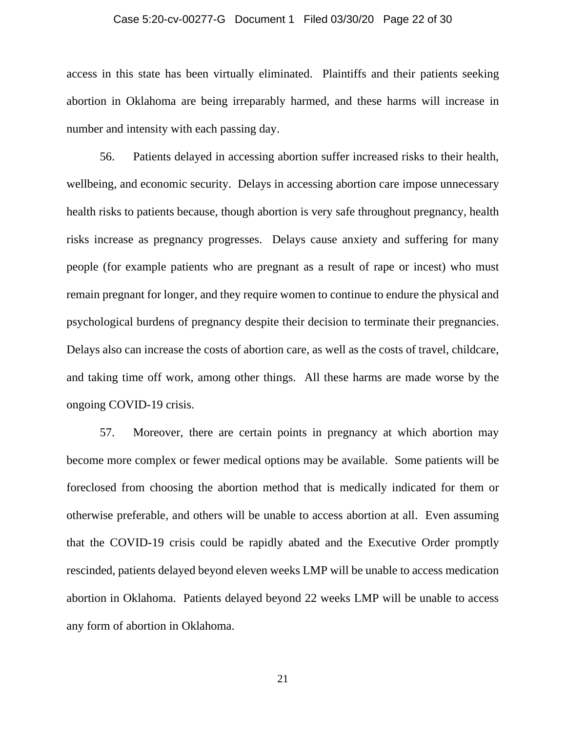access in this state has been virtually eliminated. Plaintiffs and their patients seeking abortion in Oklahoma are being irreparably harmed, and these harms will increase in number and intensity with each passing day.

56. Patients delayed in accessing abortion suffer increased risks to their health, wellbeing, and economic security. Delays in accessing abortion care impose unnecessary health risks to patients because, though abortion is very safe throughout pregnancy, health risks increase as pregnancy progresses. Delays cause anxiety and suffering for many people (for example patients who are pregnant as a result of rape or incest) who must remain pregnant for longer, and they require women to continue to endure the physical and psychological burdens of pregnancy despite their decision to terminate their pregnancies. Delays also can increase the costs of abortion care, as well as the costs of travel, childcare, and taking time off work, among other things. All these harms are made worse by the ongoing COVID-19 crisis.

57. Moreover, there are certain points in pregnancy at which abortion may become more complex or fewer medical options may be available. Some patients will be foreclosed from choosing the abortion method that is medically indicated for them or otherwise preferable, and others will be unable to access abortion at all. Even assuming that the COVID-19 crisis could be rapidly abated and the Executive Order promptly rescinded, patients delayed beyond eleven weeks LMP will be unable to access medication abortion in Oklahoma. Patients delayed beyond 22 weeks LMP will be unable to access any form of abortion in Oklahoma.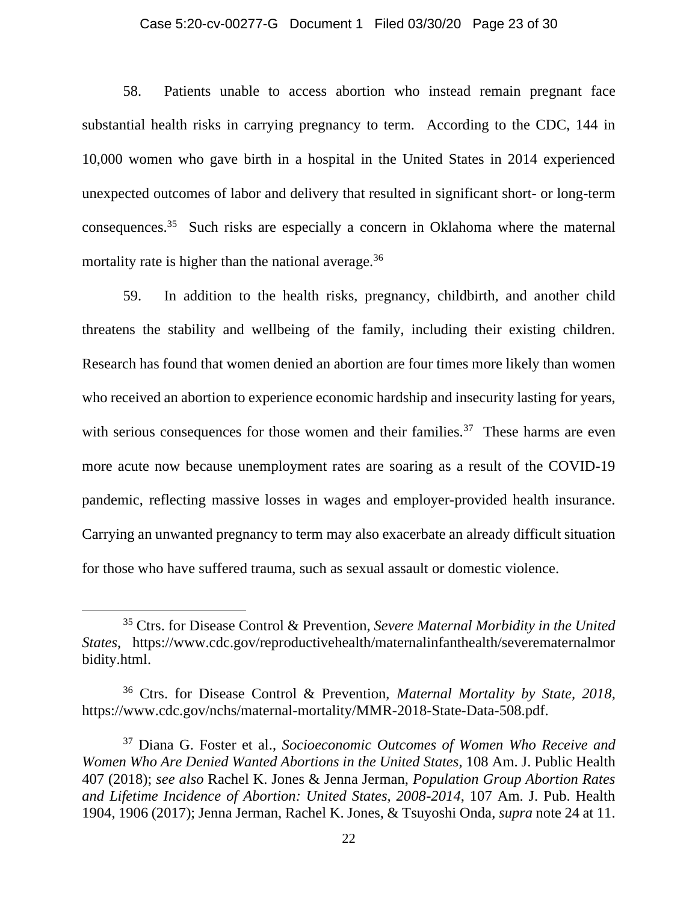58. Patients unable to access abortion who instead remain pregnant face substantial health risks in carrying pregnancy to term. According to the CDC, 144 in 10,000 women who gave birth in a hospital in the United States in 2014 experienced unexpected outcomes of labor and delivery that resulted in significant short- or long-term consequences.[35] Such risks are especially a concern in Oklahoma where the maternal mortality rate is higher than the national average.[36]

59. In addition to the health risks, pregnancy, childbirth, and another child threatens the stability and wellbeing of the family, including their existing children. Research has found that women denied an abortion are four times more likely than women who received an abortion to experience economic hardship and insecurity lasting for years, with serious consequences for those women and their families.[37] These harms are even more acute now because unemployment rates are soaring as a result of the COVID-19 pandemic, reflecting massive losses in wages and employer-provided health insurance. Carrying an unwanted pregnancy to term may also exacerbate an already difficult situation for those who have suffered trauma, such as sexual assault or domestic violence.

---

[35] Ctrs. for Disease Control & Prevention, *Severe Maternal Morbidity in the United States*, https://www.cdc.gov/reproductivehealth/maternalinfanthealth/severematernalmorbidity.html.

[36] Ctrs. for Disease Control & Prevention, *Maternal Mortality by State, 2018*, https://www.cdc.gov/nchs/maternal-mortality/MMR-2018-State-Data-508.pdf.

[37] Diana G. Foster et al., *Socioeconomic Outcomes of Women Who Receive and Women Who Are Denied Wanted Abortions in the United States*, 108 Am. J. Public Health 407 (2018); *see also* Rachel K. Jones & Jenna Jerman, *Population Group Abortion Rates and Lifetime Incidence of Abortion: United States, 2008-2014*, 107 Am. J. Pub. Health 1904, 1906 (2017); Jenna Jerman, Rachel K. Jones, & Tsuyoshi Onda, *supra* note 24 at 11.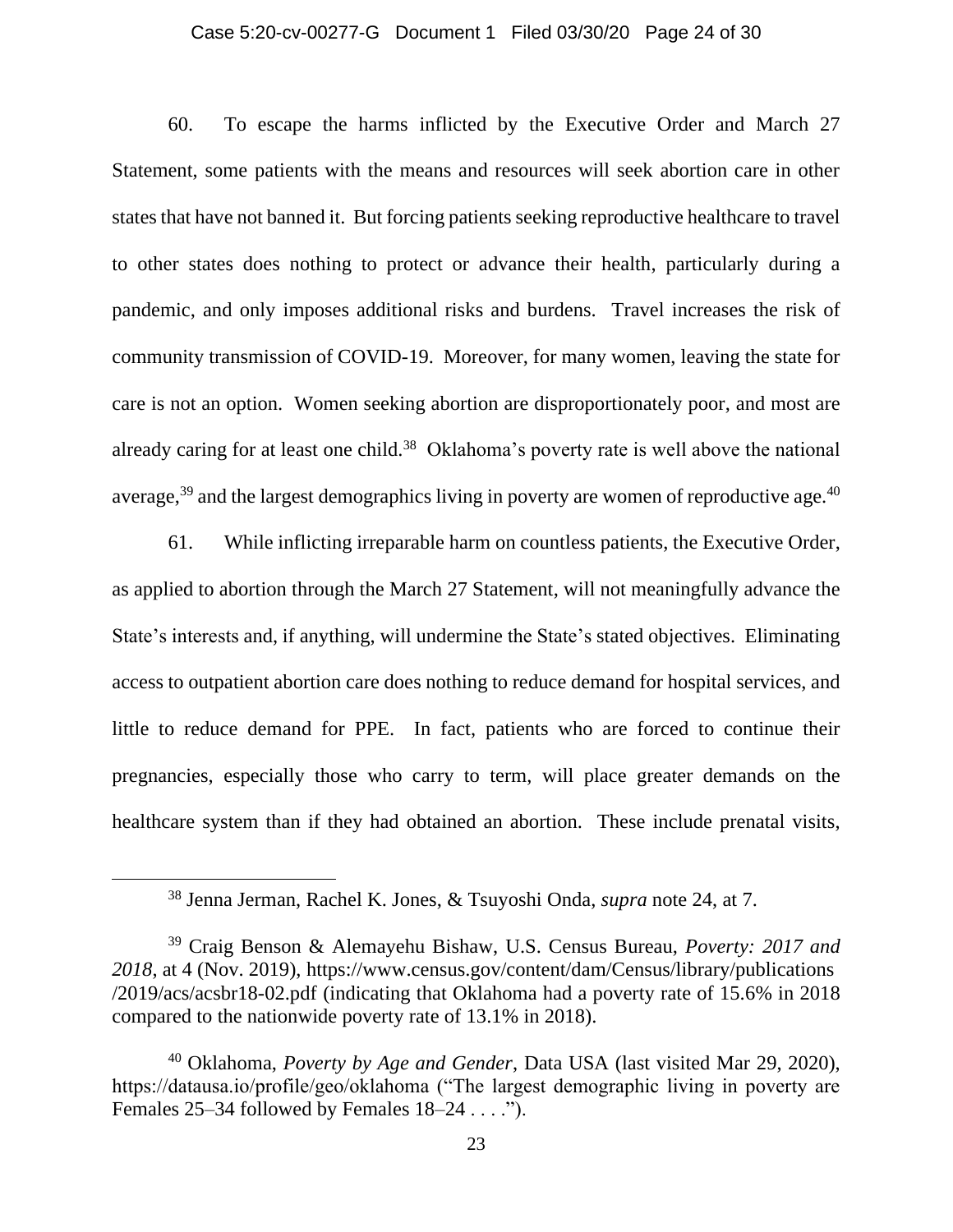60. To escape the harms inflicted by the Executive Order and March 27 Statement, some patients with the means and resources will seek abortion care in other states that have not banned it. But forcing patients seeking reproductive healthcare to travel to other states does nothing to protect or advance their health, particularly during a pandemic, and only imposes additional risks and burdens. Travel increases the risk of community transmission of COVID-19. Moreover, for many women, leaving the state for care is not an option. Women seeking abortion are disproportionately poor, and most are already caring for at least one child.[38] Oklahoma's poverty rate is well above the national average,[39] and the largest demographics living in poverty are women of reproductive age.[40]

61. While inflicting irreparable harm on countless patients, the Executive Order, as applied to abortion through the March 27 Statement, will not meaningfully advance the State's interests and, if anything, will undermine the State's stated objectives. Eliminating access to outpatient abortion care does nothing to reduce demand for hospital services, and little to reduce demand for PPE. In fact, patients who are forced to continue their pregnancies, especially those who carry to term, will place greater demands on the healthcare system than if they had obtained an abortion. These include prenatal visits,

---

[38] Jenna Jerman, Rachel K. Jones, & Tsuyoshi Onda, *supra* note 24, at 7.

[39] Craig Benson & Alemayehu Bishaw, U.S. Census Bureau, *Poverty: 2017 and 2018*, at 4 (Nov. 2019), https://www.census.gov/content/dam/Census/library/publications/2019/acs/acsbr18-02.pdf (indicating that Oklahoma had a poverty rate of 15.6% in 2018 compared to the nationwide poverty rate of 13.1% in 2018).

[40] Oklahoma, *Poverty by Age and Gender*, Data USA (last visited Mar 29, 2020), https://datausa.io/profile/geo/oklahoma ("The largest demographic living in poverty are Females 25–34 followed by Females 18–24 . . . .").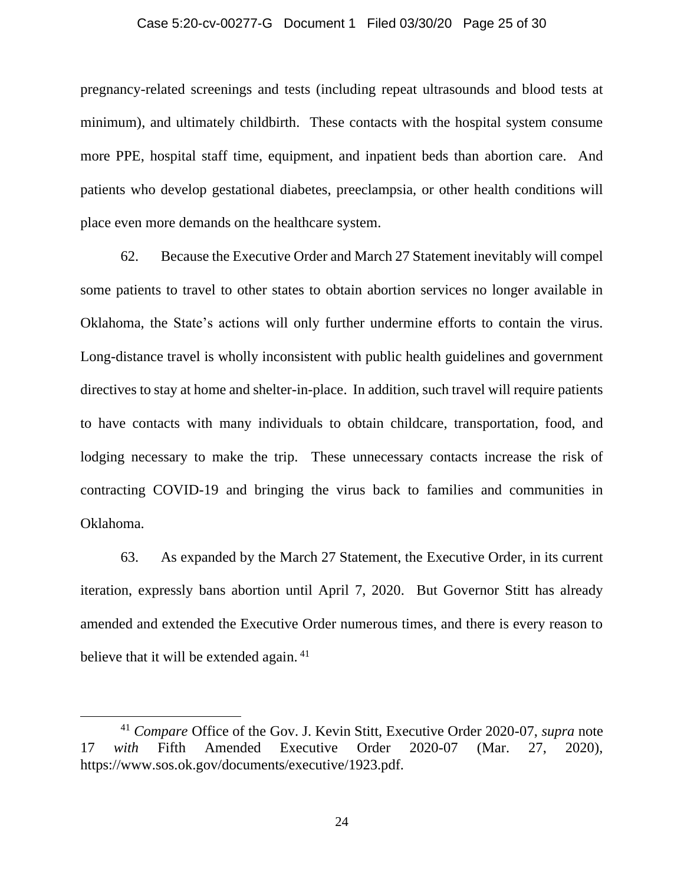pregnancy-related screenings and tests (including repeat ultrasounds and blood tests at minimum), and ultimately childbirth. These contacts with the hospital system consume more PPE, hospital staff time, equipment, and inpatient beds than abortion care. And patients who develop gestational diabetes, preeclampsia, or other health conditions will place even more demands on the healthcare system.

62. Because the Executive Order and March 27 Statement inevitably will compel some patients to travel to other states to obtain abortion services no longer available in Oklahoma, the State's actions will only further undermine efforts to contain the virus. Long-distance travel is wholly inconsistent with public health guidelines and government directives to stay at home and shelter-in-place. In addition, such travel will require patients to have contacts with many individuals to obtain childcare, transportation, food, and lodging necessary to make the trip. These unnecessary contacts increase the risk of contracting COVID-19 and bringing the virus back to families and communities in Oklahoma.

63. As expanded by the March 27 Statement, the Executive Order, in its current iteration, expressly bans abortion until April 7, 2020. But Governor Stitt has already amended and extended the Executive Order numerous times, and there is every reason to believe that it will be extended again.[41]

---

[41] *Compare* Office of the Gov. J. Kevin Stitt, Executive Order 2020-07, *supra* note 17 *with* Fifth Amended Executive Order 2020-07 (Mar. 27, 2020), https://www.sos.ok.gov/documents/executive/1923.pdf.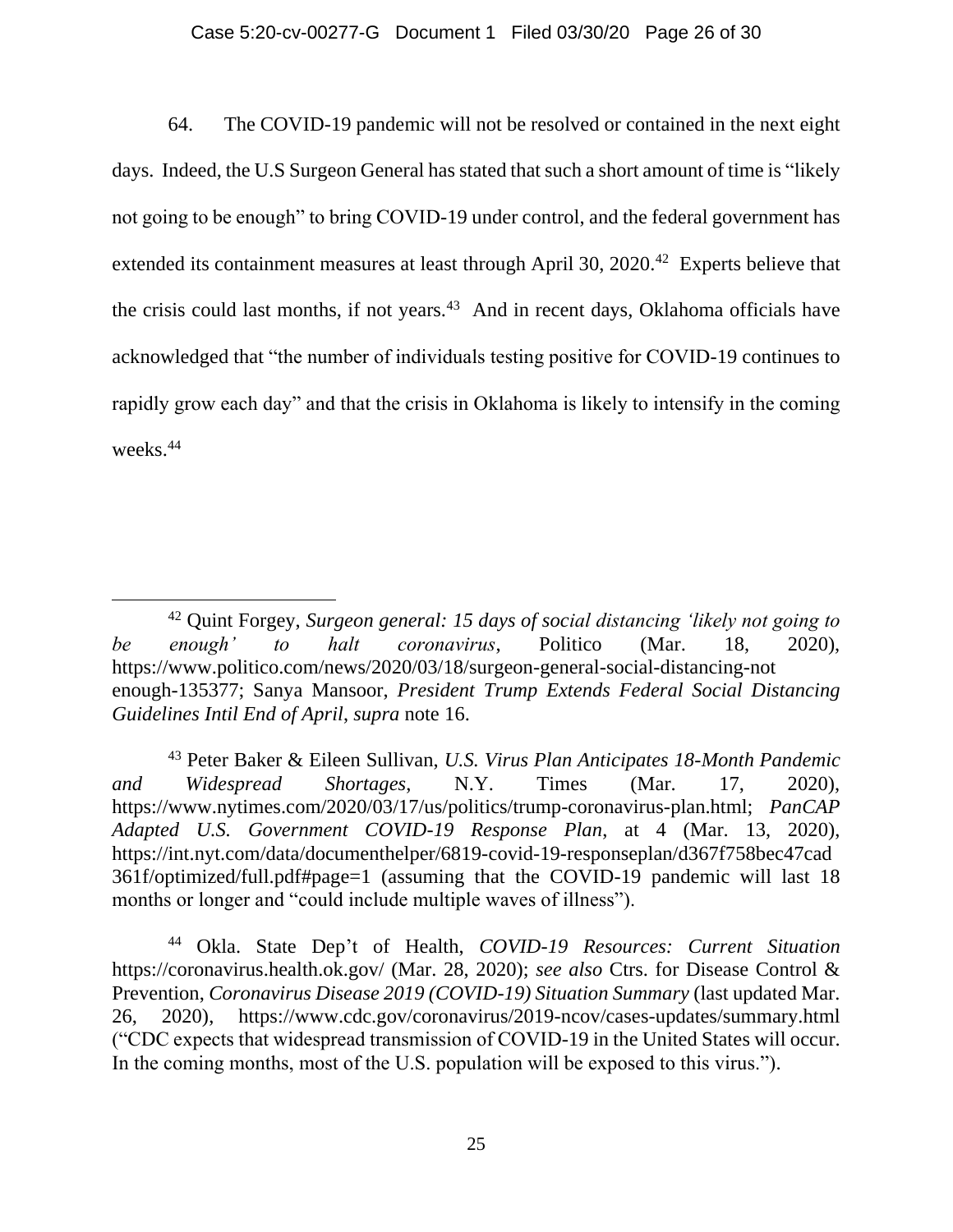64. The COVID-19 pandemic will not be resolved or contained in the next eight days. Indeed, the U.S Surgeon General has stated that such a short amount of time is "likely not going to be enough" to bring COVID-19 under control, and the federal government has extended its containment measures at least through April 30, 2020.[42] Experts believe that the crisis could last months, if not years.[43] And in recent days, Oklahoma officials have acknowledged that "the number of individuals testing positive for COVID-19 continues to rapidly grow each day" and that the crisis in Oklahoma is likely to intensify in the coming weeks.[44]

---

[42] Quint Forgey, *Surgeon general: 15 days of social distancing 'likely not going to be enough' to halt coronavirus*, Politico (Mar. 18, 2020), https://www.politico.com/news/2020/03/18/surgeon-general-social-distancing-not enough-135377; Sanya Mansoor, *President Trump Extends Federal Social Distancing Guidelines Intil End of April*, *supra* note 16.

[43] Peter Baker & Eileen Sullivan, *U.S. Virus Plan Anticipates 18-Month Pandemic and Widespread Shortages*, N.Y. Times (Mar. 17, 2020), https://www.nytimes.com/2020/03/17/us/politics/trump-coronavirus-plan.html; *PanCAP Adapted U.S. Government COVID-19 Response Plan*, at 4 (Mar. 13, 2020), https://int.nyt.com/data/documenthelper/6819-covid-19-responseplan/d367f758bec47cad 361f/optimized/full.pdf#page=1 (assuming that the COVID-19 pandemic will last 18 months or longer and "could include multiple waves of illness").

[44] Okla. State Dep't of Health, *COVID-19 Resources: Current Situation* https://coronavirus.health.ok.gov/ (Mar. 28, 2020); *see also* Ctrs. for Disease Control & Prevention, *Coronavirus Disease 2019 (COVID-19) Situation Summary* (last updated Mar. 26, 2020), https://www.cdc.gov/coronavirus/2019-ncov/cases-updates/summary.html ("CDC expects that widespread transmission of COVID-19 in the United States will occur. In the coming months, most of the U.S. population will be exposed to this virus.").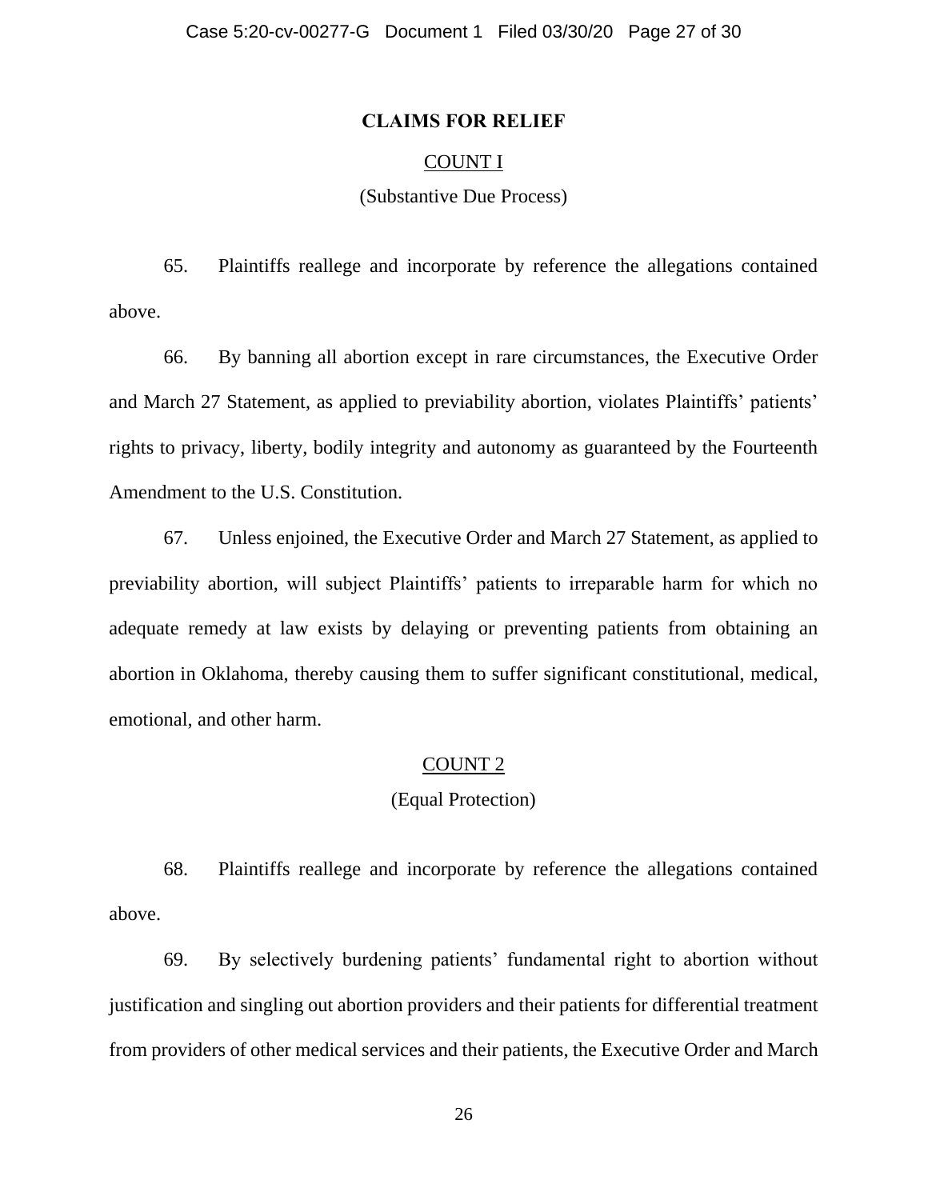## CLAIMS FOR RELIEF

### COUNT I

(Substantive Due Process)

65. Plaintiffs reallege and incorporate by reference the allegations contained above.

66. By banning all abortion except in rare circumstances, the Executive Order and March 27 Statement, as applied to previability abortion, violates Plaintiffs' patients' rights to privacy, liberty, bodily integrity and autonomy as guaranteed by the Fourteenth Amendment to the U.S. Constitution.

67. Unless enjoined, the Executive Order and March 27 Statement, as applied to previability abortion, will subject Plaintiffs' patients to irreparable harm for which no adequate remedy at law exists by delaying or preventing patients from obtaining an abortion in Oklahoma, thereby causing them to suffer significant constitutional, medical, emotional, and other harm.

### COUNT 2

(Equal Protection)

68. Plaintiffs reallege and incorporate by reference the allegations contained above.

69. By selectively burdening patients' fundamental right to abortion without justification and singling out abortion providers and their patients for differential treatment from providers of other medical services and their patients, the Executive Order and March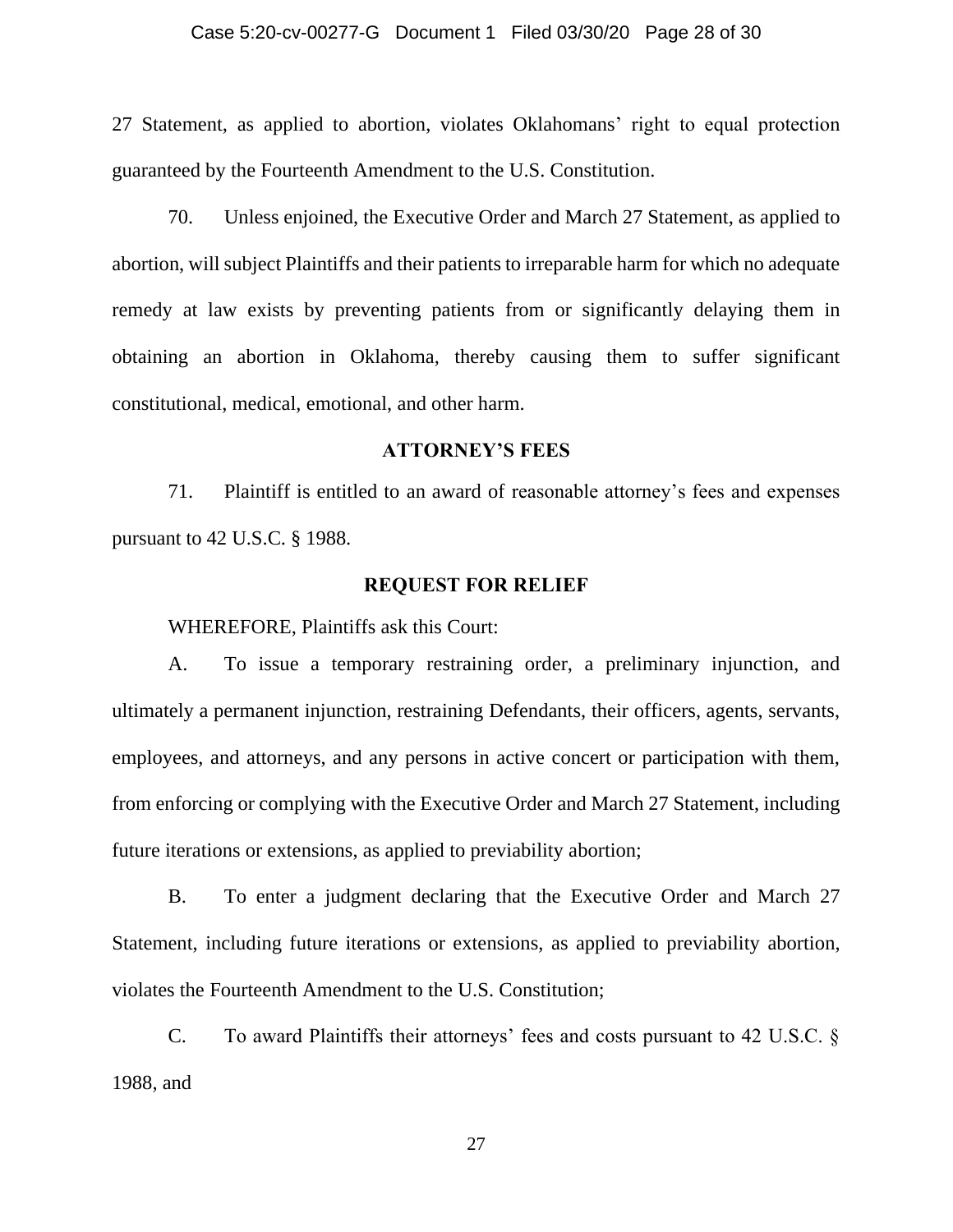27 Statement, as applied to abortion, violates Oklahomans' right to equal protection guaranteed by the Fourteenth Amendment to the U.S. Constitution.

70. Unless enjoined, the Executive Order and March 27 Statement, as applied to abortion, will subject Plaintiffs and their patients to irreparable harm for which no adequate remedy at law exists by preventing patients from or significantly delaying them in obtaining an abortion in Oklahoma, thereby causing them to suffer significant constitutional, medical, emotional, and other harm.

## ATTORNEY'S FEES

71. Plaintiff is entitled to an award of reasonable attorney's fees and expenses pursuant to 42 U.S.C. § 1988.

## REQUEST FOR RELIEF

WHEREFORE, Plaintiffs ask this Court:

A. To issue a temporary restraining order, a preliminary injunction, and ultimately a permanent injunction, restraining Defendants, their officers, agents, servants, employees, and attorneys, and any persons in active concert or participation with them, from enforcing or complying with the Executive Order and March 27 Statement, including future iterations or extensions, as applied to previability abortion;

B. To enter a judgment declaring that the Executive Order and March 27 Statement, including future iterations or extensions, as applied to previability abortion, violates the Fourteenth Amendment to the U.S. Constitution;

C. To award Plaintiffs their attorneys' fees and costs pursuant to 42 U.S.C. § 1988, and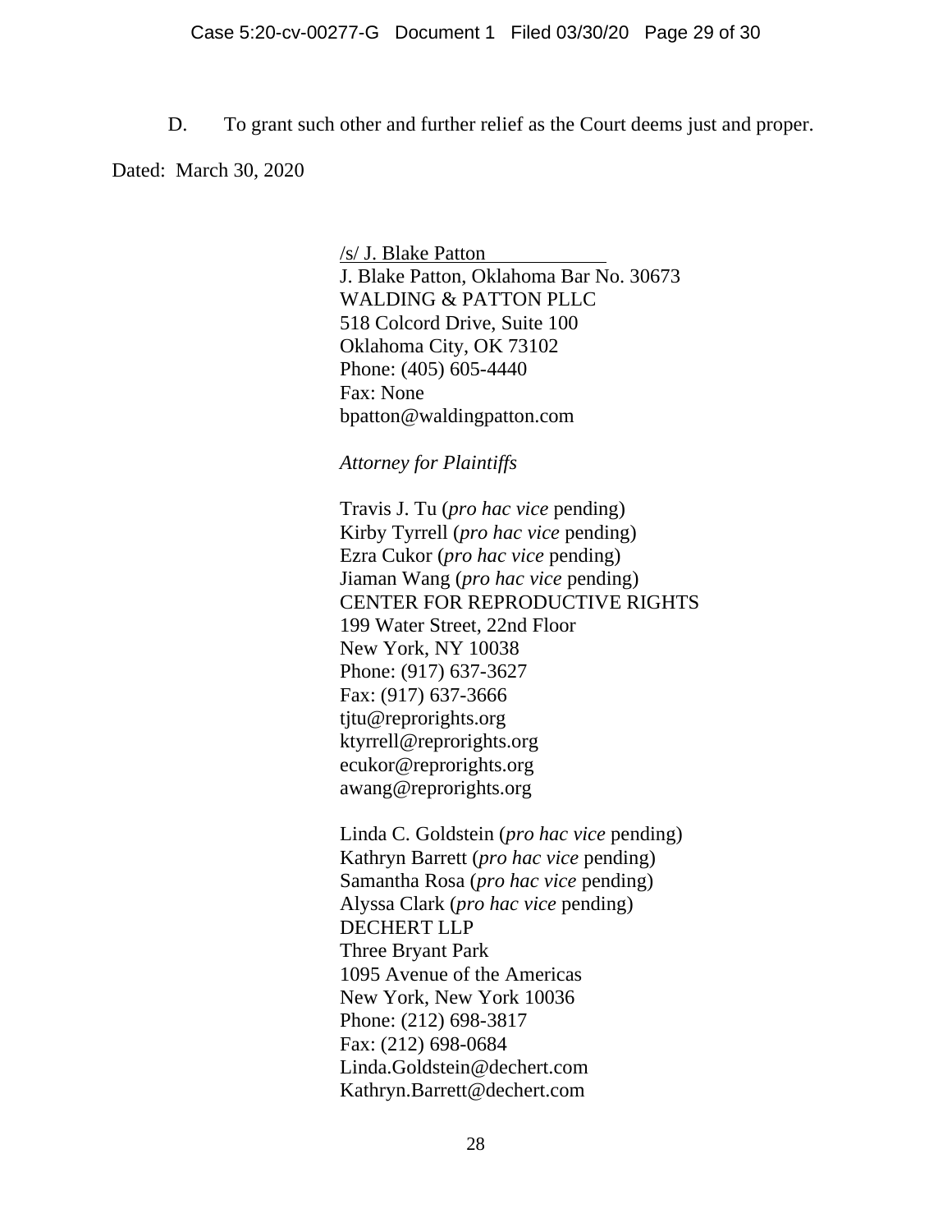D. To grant such other and further relief as the Court deems just and proper.

Dated: March 30, 2020

/s/ J. Blake Patton
J. Blake Patton, Oklahoma Bar No. 30673
WALDING & PATTON PLLC
518 Colcord Drive, Suite 100
Oklahoma City, OK 73102
Phone: (405) 605-4440
Fax: None
bpatton@waldingpatton.com

*Attorney for Plaintiffs*

Travis J. Tu (*pro hac vice* pending)
Kirby Tyrrell (*pro hac vice* pending)
Ezra Cukor (*pro hac vice* pending)
Jiaman Wang (*pro hac vice* pending)
CENTER FOR REPRODUCTIVE RIGHTS
199 Water Street, 22nd Floor
New York, NY 10038
Phone: (917) 637-3627
Fax: (917) 637-3666
tjtu@reprorights.org
ktyrrell@reprorights.org
ecukor@reprorights.org
awang@reprorights.org

Linda C. Goldstein (*pro hac vice* pending)
Kathryn Barrett (*pro hac vice* pending)
Samantha Rosa (*pro hac vice* pending)
Alyssa Clark (*pro hac vice* pending)
DECHERT LLP
Three Bryant Park
1095 Avenue of the Americas
New York, New York 10036
Phone: (212) 698-3817
Fax: (212) 698-0684
Linda.Goldstein@dechert.com
Kathryn.Barrett@dechert.com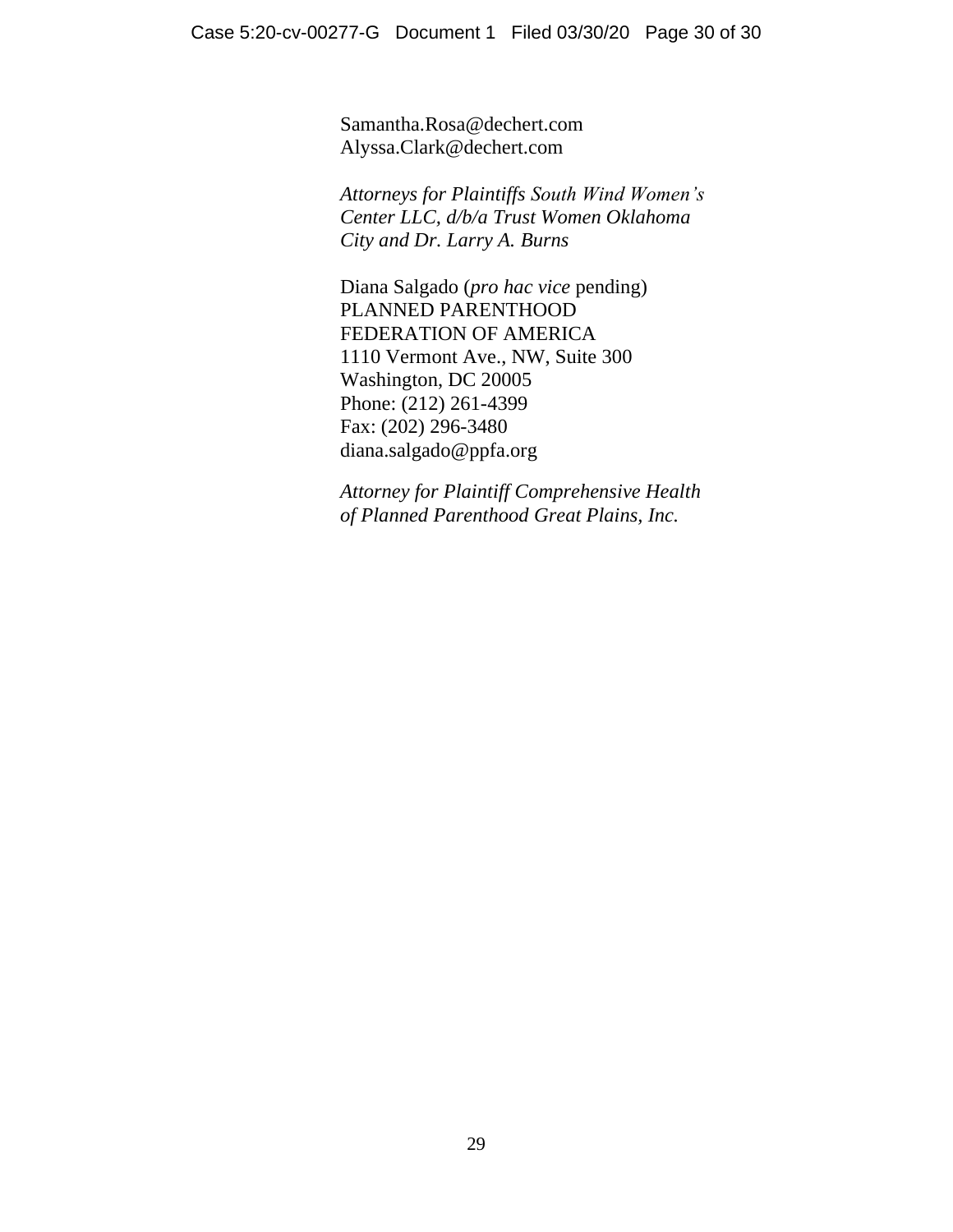Samantha.Rosa@dechert.com
Alyssa.Clark@dechert.com

*Attorneys for Plaintiffs South Wind Women's Center LLC, d/b/a Trust Women Oklahoma City and Dr. Larry A. Burns*

Diana Salgado (*pro hac vice* pending)
PLANNED PARENTHOOD
FEDERATION OF AMERICA
1110 Vermont Ave., NW, Suite 300
Washington, DC 20005
Phone: (212) 261-4399
Fax: (202) 296-3480
diana.salgado@ppfa.org

*Attorney for Plaintiff Comprehensive Health of Planned Parenthood Great Plains, Inc.*